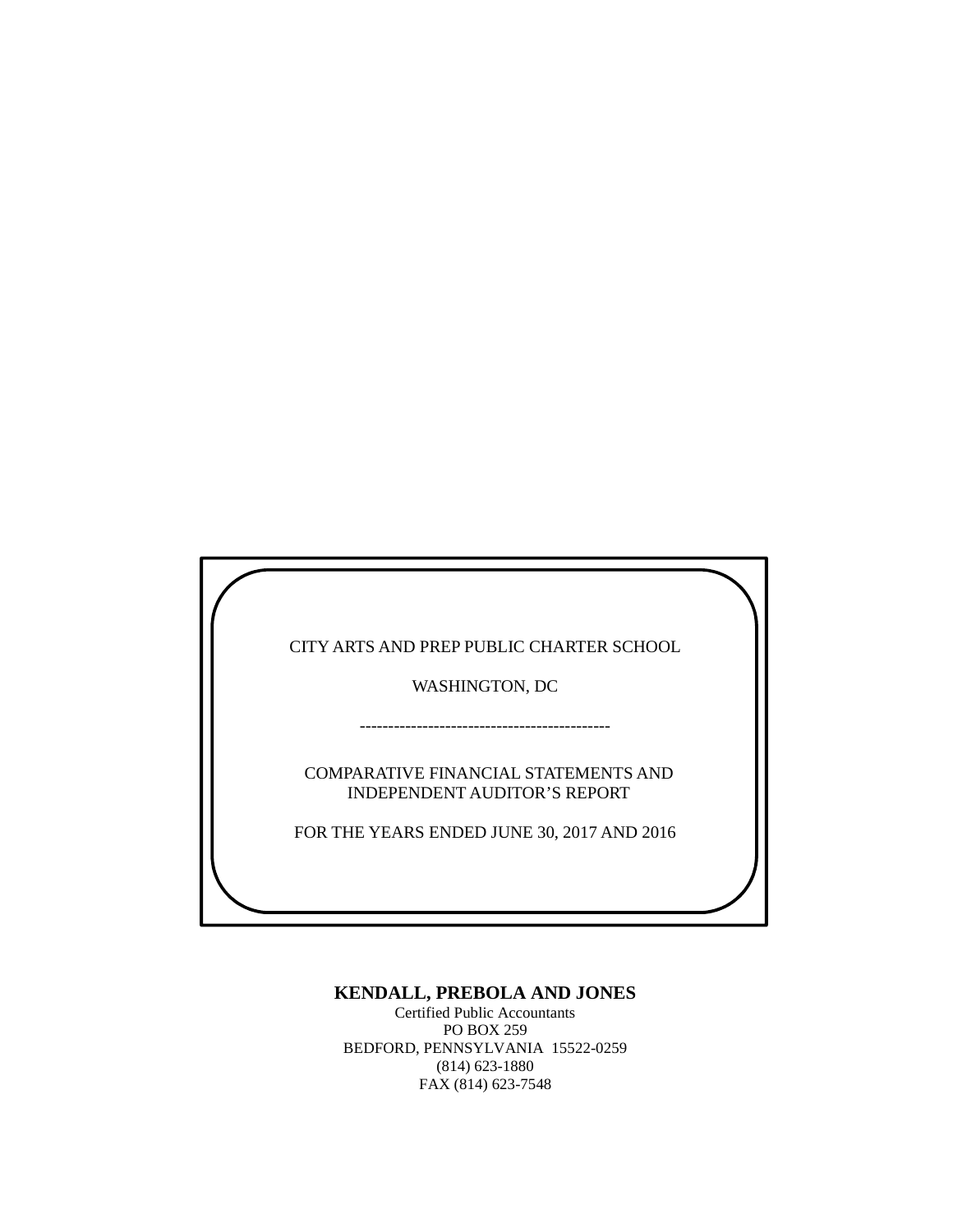CITY ARTS AND PREP PUBLIC CHARTER SCHOOL

WASHINGTON, DC

--------------------------------------------

COMPARATIVE FINANCIAL STATEMENTS AND
INDEPENDENT AUDITOR'S REPORT

FOR THE YEARS ENDED JUNE 30, 2017 AND 2016

**KENDALL, PREBOLA AND JONES**

Certified Public Accountants
PO BOX 259
BEDFORD, PENNSYLVANIA 15522-0259
(814) 623-1880
FAX (814) 623-7548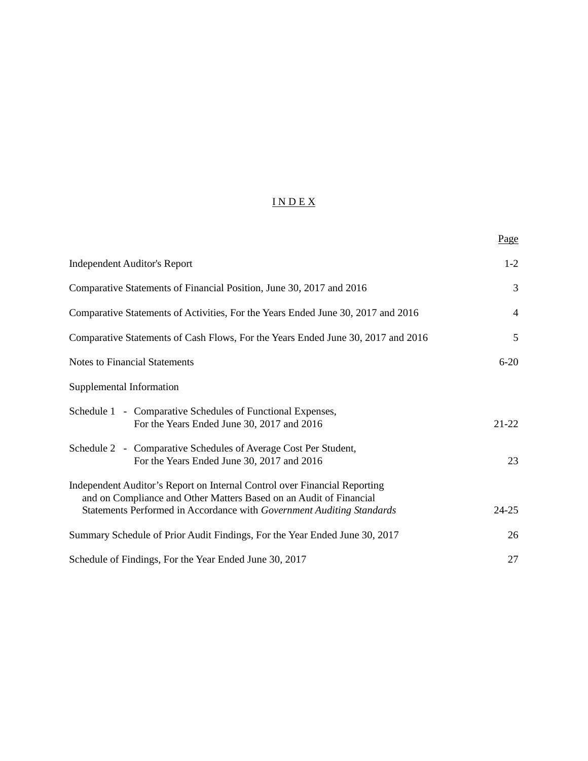# INDEX

| | Page |
|---|---|
| Independent Auditor's Report | 1-2 |
| Comparative Statements of Financial Position, June 30, 2017 and 2016 | 3 |
| Comparative Statements of Activities, For the Years Ended June 30, 2017 and 2016 | 4 |
| Comparative Statements of Cash Flows, For the Years Ended June 30, 2017 and 2016 | 5 |
| Notes to Financial Statements | 6-20 |
| Supplemental Information | |
| Schedule 1 - Comparative Schedules of Functional Expenses, For the Years Ended June 30, 2017 and 2016 | 21-22 |
| Schedule 2 - Comparative Schedules of Average Cost Per Student, For the Years Ended June 30, 2017 and 2016 | 23 |
| Independent Auditor's Report on Internal Control over Financial Reporting and on Compliance and Other Matters Based on an Audit of Financial Statements Performed in Accordance with *Government Auditing Standards* | 24-25 |
| Summary Schedule of Prior Audit Findings, For the Year Ended June 30, 2017 | 26 |
| Schedule of Findings, For the Year Ended June 30, 2017 | 27 |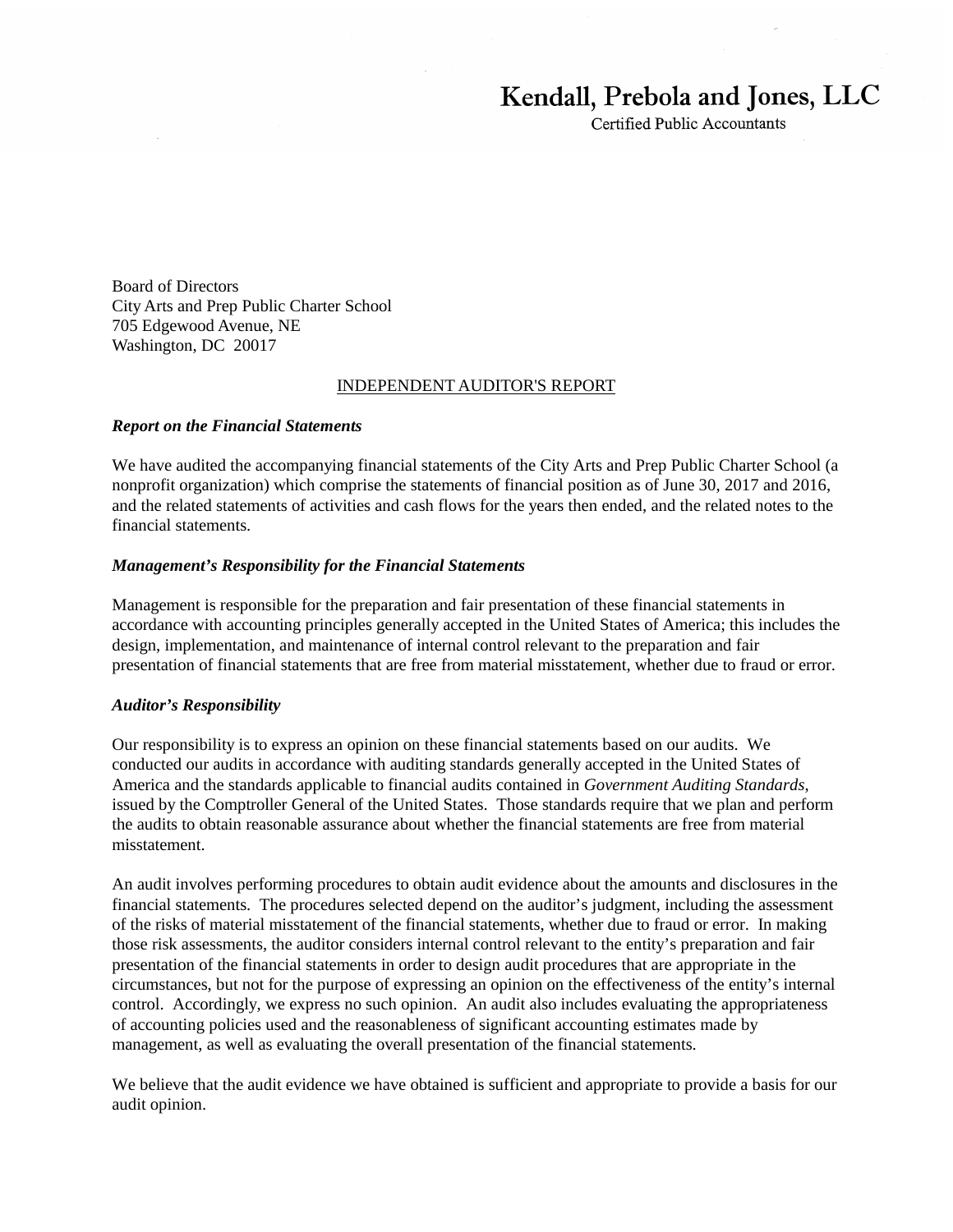# Kendall, Prebola and Jones, LLC

Certified Public Accountants

Board of Directors
City Arts and Prep Public Charter School
705 Edgewood Avenue, NE
Washington, DC 20017

INDEPENDENT AUDITOR'S REPORT

***Report on the Financial Statements***

We have audited the accompanying financial statements of the City Arts and Prep Public Charter School (a nonprofit organization) which comprise the statements of financial position as of June 30, 2017 and 2016, and the related statements of activities and cash flows for the years then ended, and the related notes to the financial statements.

***Management's Responsibility for the Financial Statements***

Management is responsible for the preparation and fair presentation of these financial statements in accordance with accounting principles generally accepted in the United States of America; this includes the design, implementation, and maintenance of internal control relevant to the preparation and fair presentation of financial statements that are free from material misstatement, whether due to fraud or error.

***Auditor's Responsibility***

Our responsibility is to express an opinion on these financial statements based on our audits. We conducted our audits in accordance with auditing standards generally accepted in the United States of America and the standards applicable to financial audits contained in *Government Auditing Standards*, issued by the Comptroller General of the United States. Those standards require that we plan and perform the audits to obtain reasonable assurance about whether the financial statements are free from material misstatement.

An audit involves performing procedures to obtain audit evidence about the amounts and disclosures in the financial statements. The procedures selected depend on the auditor's judgment, including the assessment of the risks of material misstatement of the financial statements, whether due to fraud or error. In making those risk assessments, the auditor considers internal control relevant to the entity's preparation and fair presentation of the financial statements in order to design audit procedures that are appropriate in the circumstances, but not for the purpose of expressing an opinion on the effectiveness of the entity's internal control. Accordingly, we express no such opinion. An audit also includes evaluating the appropriateness of accounting policies used and the reasonableness of significant accounting estimates made by management, as well as evaluating the overall presentation of the financial statements.

We believe that the audit evidence we have obtained is sufficient and appropriate to provide a basis for our audit opinion.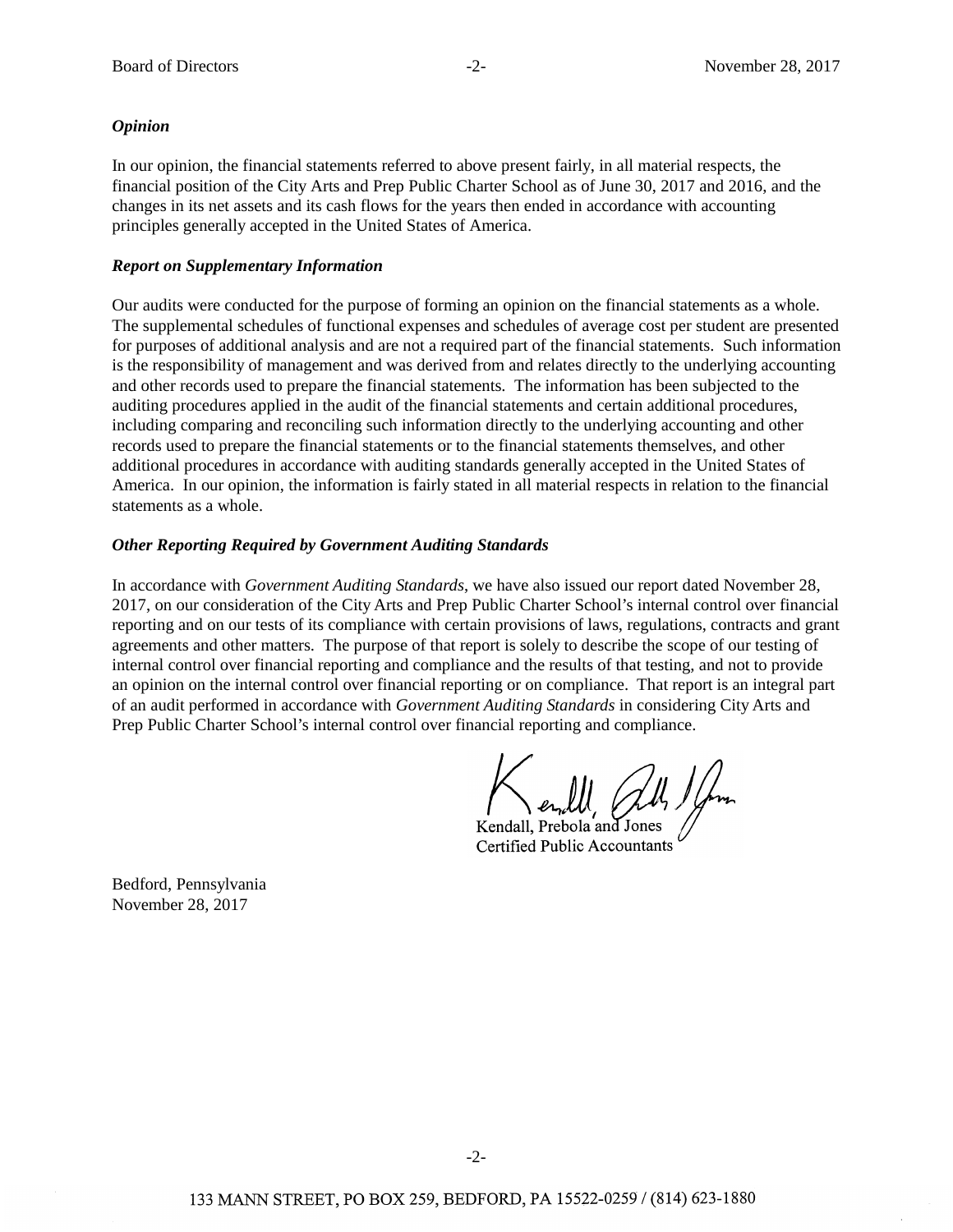***Opinion***

In our opinion, the financial statements referred to above present fairly, in all material respects, the financial position of the City Arts and Prep Public Charter School as of June 30, 2017 and 2016, and the changes in its net assets and its cash flows for the years then ended in accordance with accounting principles generally accepted in the United States of America.

***Report on Supplementary Information***

Our audits were conducted for the purpose of forming an opinion on the financial statements as a whole. The supplemental schedules of functional expenses and schedules of average cost per student are presented for purposes of additional analysis and are not a required part of the financial statements. Such information is the responsibility of management and was derived from and relates directly to the underlying accounting and other records used to prepare the financial statements. The information has been subjected to the auditing procedures applied in the audit of the financial statements and certain additional procedures, including comparing and reconciling such information directly to the underlying accounting and other records used to prepare the financial statements or to the financial statements themselves, and other additional procedures in accordance with auditing standards generally accepted in the United States of America. In our opinion, the information is fairly stated in all material respects in relation to the financial statements as a whole.

***Other Reporting Required by Government Auditing Standards***

In accordance with *Government Auditing Standards*, we have also issued our report dated November 28, 2017, on our consideration of the City Arts and Prep Public Charter School's internal control over financial reporting and on our tests of its compliance with certain provisions of laws, regulations, contracts and grant agreements and other matters. The purpose of that report is solely to describe the scope of our testing of internal control over financial reporting and compliance and the results of that testing, and not to provide an opinion on the internal control over financial reporting or on compliance. That report is an integral part of an audit performed in accordance with *Government Auditing Standards* in considering City Arts and Prep Public Charter School's internal control over financial reporting and compliance.

Kendall, Prebola and Jones
Certified Public Accountants

Bedford, Pennsylvania
November 28, 2017

133 MANN STREET, PO BOX 259, BEDFORD, PA 15522-0259 / (814) 623-1880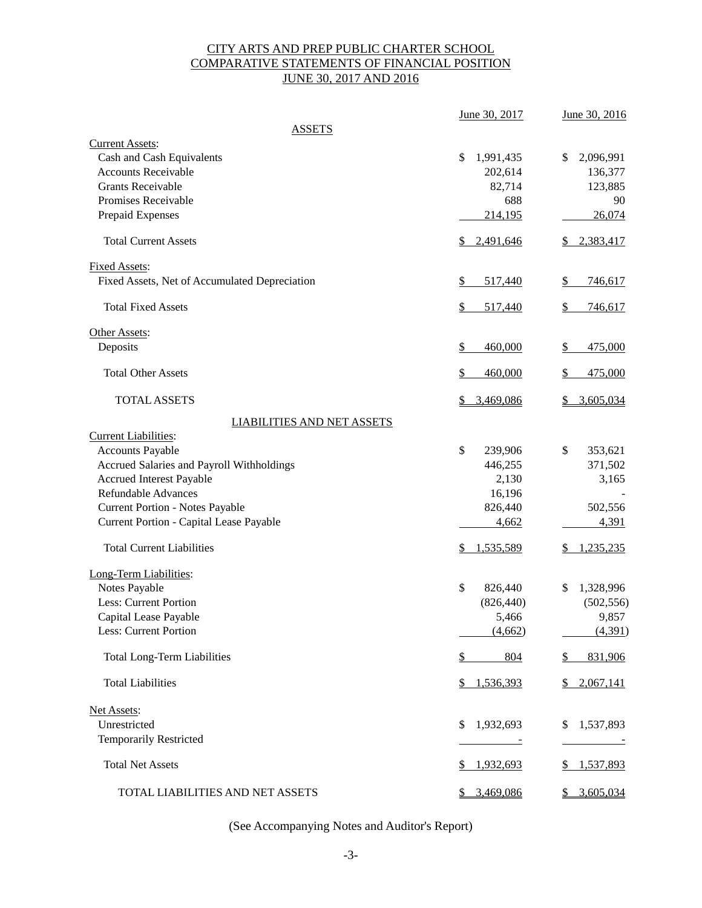# CITY ARTS AND PREP PUBLIC CHARTER SCHOOL
## COMPARATIVE STATEMENTS OF FINANCIAL POSITION
## JUNE 30, 2017 AND 2016

| | June 30, 2017 | June 30, 2016 |
|---|---|---|
| **ASSETS** | | |
| Current Assets: | | |
| Cash and Cash Equivalents | $ 1,991,435 | $ 2,096,991 |
| Accounts Receivable | 202,614 | 136,377 |
| Grants Receivable | 82,714 | 123,885 |
| Promises Receivable | 688 | 90 |
| Prepaid Expenses | 214,195 | 26,074 |
| Total Current Assets | $ 2,491,646 | $ 2,383,417 |
| Fixed Assets: | | |
| Fixed Assets, Net of Accumulated Depreciation | $ 517,440 | $ 746,617 |
| Total Fixed Assets | $ 517,440 | $ 746,617 |
| Other Assets: | | |
| Deposits | $ 460,000 | $ 475,000 |
| Total Other Assets | $ 460,000 | $ 475,000 |
| TOTAL ASSETS | $ 3,469,086 | $ 3,605,034 |
| **LIABILITIES AND NET ASSETS** | | |
| Current Liabilities: | | |
| Accounts Payable | $ 239,906 | $ 353,621 |
| Accrued Salaries and Payroll Withholdings | 446,255 | 371,502 |
| Accrued Interest Payable | 2,130 | 3,165 |
| Refundable Advances | 16,196 | - |
| Current Portion - Notes Payable | 826,440 | 502,556 |
| Current Portion - Capital Lease Payable | 4,662 | 4,391 |
| Total Current Liabilities | $ 1,535,589 | $ 1,235,235 |
| Long-Term Liabilities: | | |
| Notes Payable | $ 826,440 | $ 1,328,996 |
| Less: Current Portion | (826,440) | (502,556) |
| Capital Lease Payable | 5,466 | 9,857 |
| Less: Current Portion | (4,662) | (4,391) |
| Total Long-Term Liabilities | $ 804 | $ 831,906 |
| Total Liabilities | $ 1,536,393 | $ 2,067,141 |
| Net Assets: | | |
| Unrestricted | $ 1,932,693 | $ 1,537,893 |
| Temporarily Restricted | - | - |
| Total Net Assets | $ 1,932,693 | $ 1,537,893 |
| TOTAL LIABILITIES AND NET ASSETS | $ 3,469,086 | $ 3,605,034 |

(See Accompanying Notes and Auditor's Report)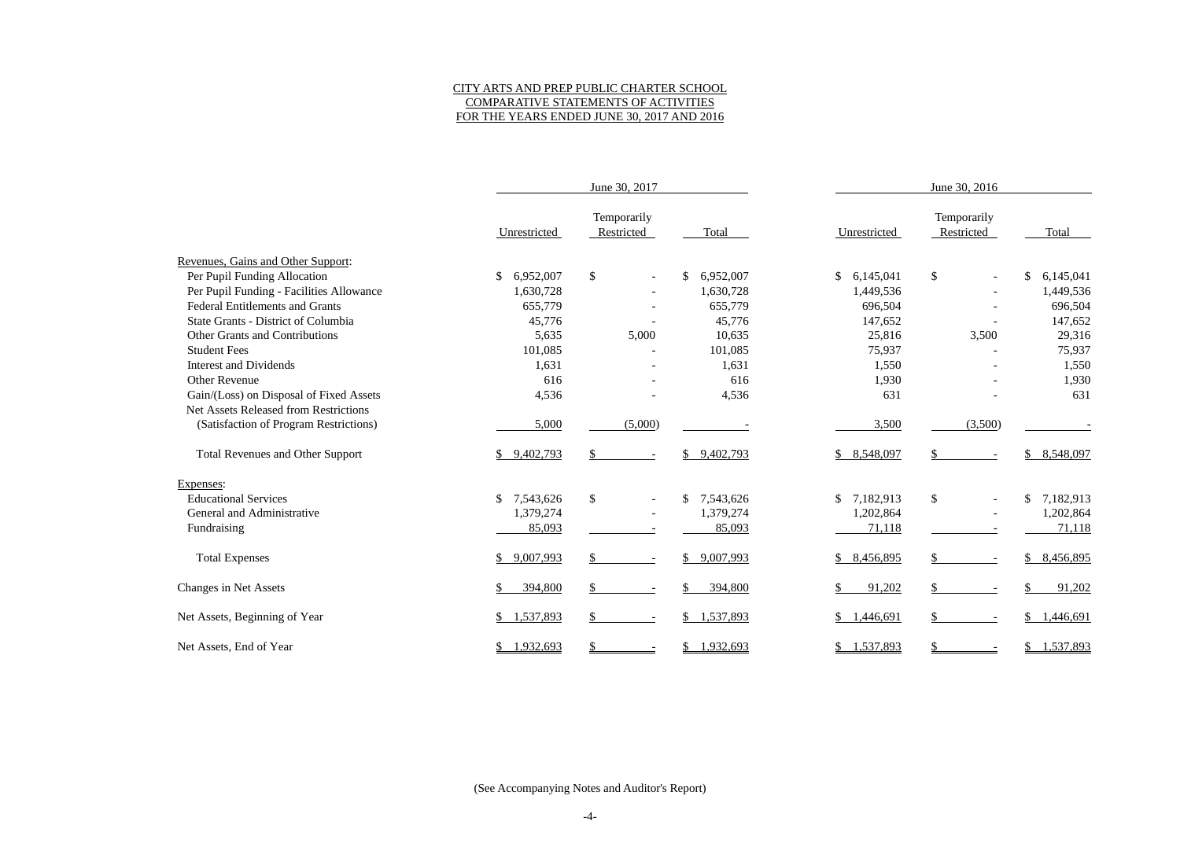# CITY ARTS AND PREP PUBLIC CHARTER SCHOOL
## COMPARATIVE STATEMENTS OF ACTIVITIES
## FOR THE YEARS ENDED JUNE 30, 2017 AND 2016

| | June 30, 2017 | | | June 30, 2016 | | |
|---|---|---|---|---|---|---|
| | Unrestricted | Temporarily Restricted | Total | Unrestricted | Temporarily Restricted | Total |
| **Revenues, Gains and Other Support:** | | | | | | |
| Per Pupil Funding Allocation | $ 6,952,007 | $ - | $ 6,952,007 | $ 6,145,041 | $ - | $ 6,145,041 |
| Per Pupil Funding - Facilities Allowance | 1,630,728 | - | 1,630,728 | 1,449,536 | - | 1,449,536 |
| Federal Entitlements and Grants | 655,779 | - | 655,779 | 696,504 | - | 696,504 |
| State Grants - District of Columbia | 45,776 | - | 45,776 | 147,652 | - | 147,652 |
| Other Grants and Contributions | 5,635 | 5,000 | 10,635 | 25,816 | 3,500 | 29,316 |
| Student Fees | 101,085 | - | 101,085 | 75,937 | - | 75,937 |
| Interest and Dividends | 1,631 | - | 1,631 | 1,550 | - | 1,550 |
| Other Revenue | 616 | - | 616 | 1,930 | - | 1,930 |
| Gain/(Loss) on Disposal of Fixed Assets | 4,536 | - | 4,536 | 631 | - | 631 |
| Net Assets Released from Restrictions (Satisfaction of Program Restrictions) | 5,000 | (5,000) | - | 3,500 | (3,500) | - |
| Total Revenues and Other Support | $ 9,402,793 | $ - | $ 9,402,793 | $ 8,548,097 | $ - | $ 8,548,097 |
| **Expenses:** | | | | | | |
| Educational Services | $ 7,543,626 | $ - | $ 7,543,626 | $ 7,182,913 | $ - | $ 7,182,913 |
| General and Administrative | 1,379,274 | - | 1,379,274 | 1,202,864 | - | 1,202,864 |
| Fundraising | 85,093 | - | 85,093 | 71,118 | - | 71,118 |
| Total Expenses | $ 9,007,993 | $ - | $ 9,007,993 | $ 8,456,895 | $ - | $ 8,456,895 |
| Changes in Net Assets | $ 394,800 | $ - | $ 394,800 | $ 91,202 | $ - | $ 91,202 |
| Net Assets, Beginning of Year | $ 1,537,893 | $ - | $ 1,537,893 | $ 1,446,691 | $ - | $ 1,446,691 |
| Net Assets, End of Year | $ 1,932,693 | $ - | $ 1,932,693 | $ 1,537,893 | $ - | $ 1,537,893 |

(See Accompanying Notes and Auditor's Report)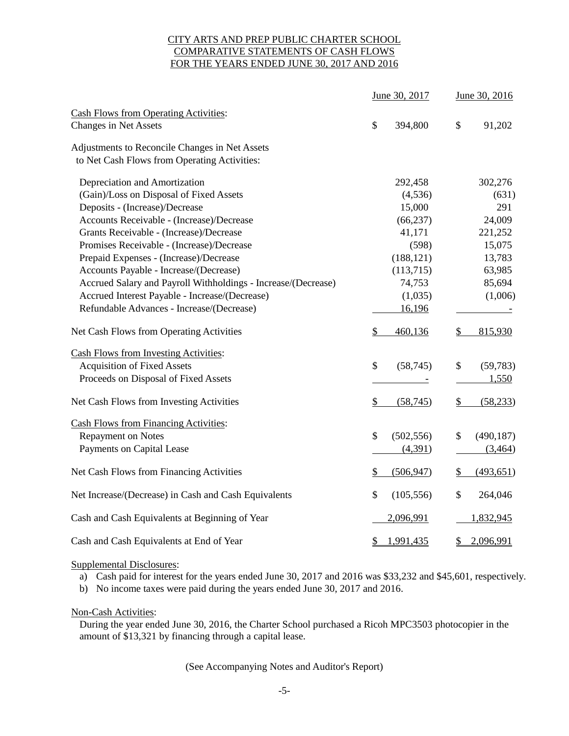# CITY ARTS AND PREP PUBLIC CHARTER SCHOOL
## COMPARATIVE STATEMENTS OF CASH FLOWS
## FOR THE YEARS ENDED JUNE 30, 2017 AND 2016

| | June 30, 2017 | June 30, 2016 |
|---|---|---|
| Cash Flows from Operating Activities: | | |
| Changes in Net Assets | $ 394,800 | $ 91,202 |
| Adjustments to Reconcile Changes in Net Assets to Net Cash Flows from Operating Activities: | | |
| Depreciation and Amortization | 292,458 | 302,276 |
| (Gain)/Loss on Disposal of Fixed Assets | (4,536) | (631) |
| Deposits - (Increase)/Decrease | 15,000 | 291 |
| Accounts Receivable - (Increase)/Decrease | (66,237) | 24,009 |
| Grants Receivable - (Increase)/Decrease | 41,171 | 221,252 |
| Promises Receivable - (Increase)/Decrease | (598) | 15,075 |
| Prepaid Expenses - (Increase)/Decrease | (188,121) | 13,783 |
| Accounts Payable - Increase/(Decrease) | (113,715) | 63,985 |
| Accrued Salary and Payroll Withholdings - Increase/(Decrease) | 74,753 | 85,694 |
| Accrued Interest Payable - Increase/(Decrease) | (1,035) | (1,006) |
| Refundable Advances - Increase/(Decrease) | 16,196 | - |
| Net Cash Flows from Operating Activities | $ 460,136 | $ 815,930 |
| Cash Flows from Investing Activities: | | |
| Acquisition of Fixed Assets | $ (58,745) | $ (59,783) |
| Proceeds on Disposal of Fixed Assets | - | 1,550 |
| Net Cash Flows from Investing Activities | $ (58,745) | $ (58,233) |
| Cash Flows from Financing Activities: | | |
| Repayment on Notes | $ (502,556) | $ (490,187) |
| Payments on Capital Lease | (4,391) | (3,464) |
| Net Cash Flows from Financing Activities | $ (506,947) | $ (493,651) |
| Net Increase/(Decrease) in Cash and Cash Equivalents | $ (105,556) | $ 264,046 |
| Cash and Cash Equivalents at Beginning of Year | 2,096,991 | 1,832,945 |
| Cash and Cash Equivalents at End of Year | $ 1,991,435 | $ 2,096,991 |

Supplemental Disclosures:

a) Cash paid for interest for the years ended June 30, 2017 and 2016 was $33,232 and $45,601, respectively.
b) No income taxes were paid during the years ended June 30, 2017 and 2016.

Non-Cash Activities:

During the year ended June 30, 2016, the Charter School purchased a Ricoh MPC3503 photocopier in the amount of $13,321 by financing through a capital lease.

(See Accompanying Notes and Auditor's Report)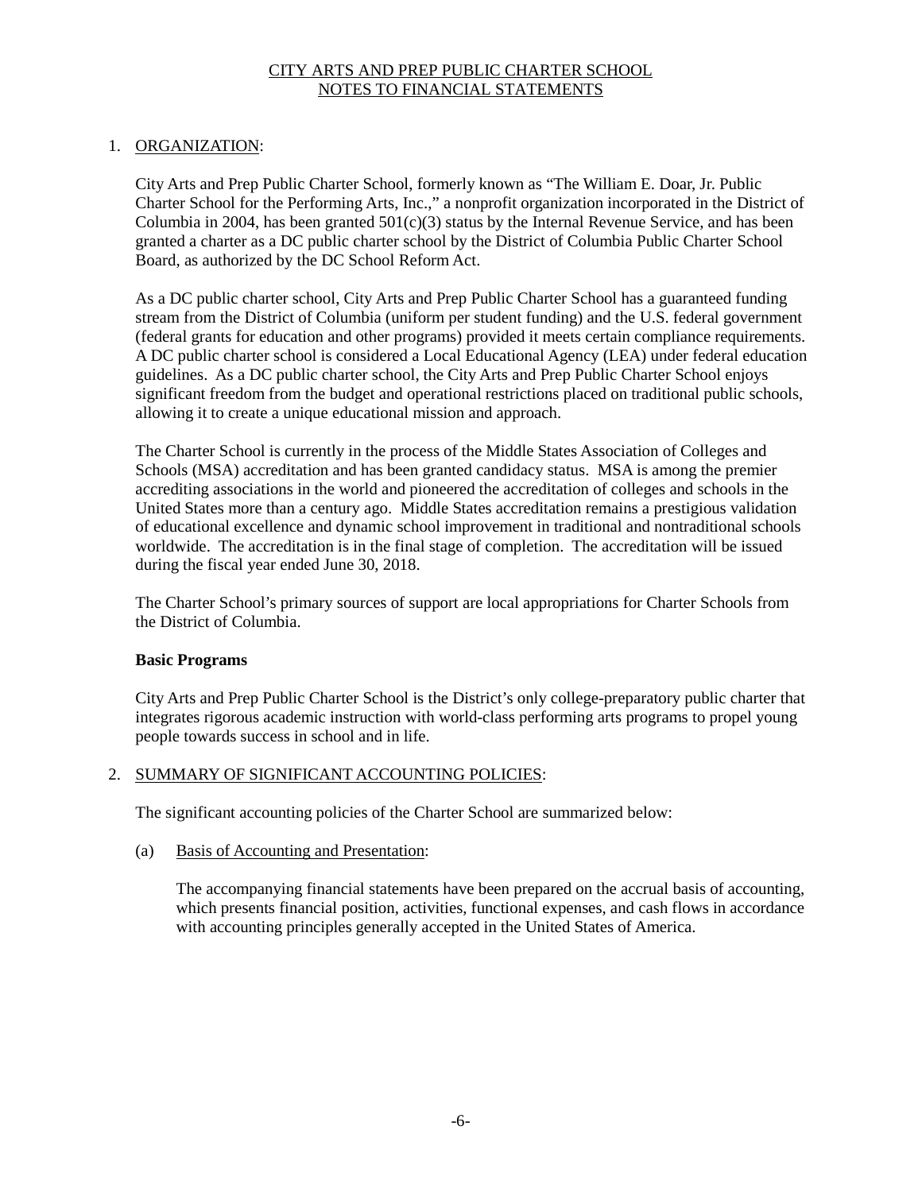# CITY ARTS AND PREP PUBLIC CHARTER SCHOOL
## NOTES TO FINANCIAL STATEMENTS

1. ORGANIZATION:

City Arts and Prep Public Charter School, formerly known as "The William E. Doar, Jr. Public Charter School for the Performing Arts, Inc.," a nonprofit organization incorporated in the District of Columbia in 2004, has been granted 501(c)(3) status by the Internal Revenue Service, and has been granted a charter as a DC public charter school by the District of Columbia Public Charter School Board, as authorized by the DC School Reform Act.

As a DC public charter school, City Arts and Prep Public Charter School has a guaranteed funding stream from the District of Columbia (uniform per student funding) and the U.S. federal government (federal grants for education and other programs) provided it meets certain compliance requirements. A DC public charter school is considered a Local Educational Agency (LEA) under federal education guidelines. As a DC public charter school, the City Arts and Prep Public Charter School enjoys significant freedom from the budget and operational restrictions placed on traditional public schools, allowing it to create a unique educational mission and approach.

The Charter School is currently in the process of the Middle States Association of Colleges and Schools (MSA) accreditation and has been granted candidacy status. MSA is among the premier accrediting associations in the world and pioneered the accreditation of colleges and schools in the United States more than a century ago. Middle States accreditation remains a prestigious validation of educational excellence and dynamic school improvement in traditional and nontraditional schools worldwide. The accreditation is in the final stage of completion. The accreditation will be issued during the fiscal year ended June 30, 2018.

The Charter School's primary sources of support are local appropriations for Charter Schools from the District of Columbia.

**Basic Programs**

City Arts and Prep Public Charter School is the District's only college-preparatory public charter that integrates rigorous academic instruction with world-class performing arts programs to propel young people towards success in school and in life.

2. SUMMARY OF SIGNIFICANT ACCOUNTING POLICIES:

The significant accounting policies of the Charter School are summarized below:

(a) Basis of Accounting and Presentation:

The accompanying financial statements have been prepared on the accrual basis of accounting, which presents financial position, activities, functional expenses, and cash flows in accordance with accounting principles generally accepted in the United States of America.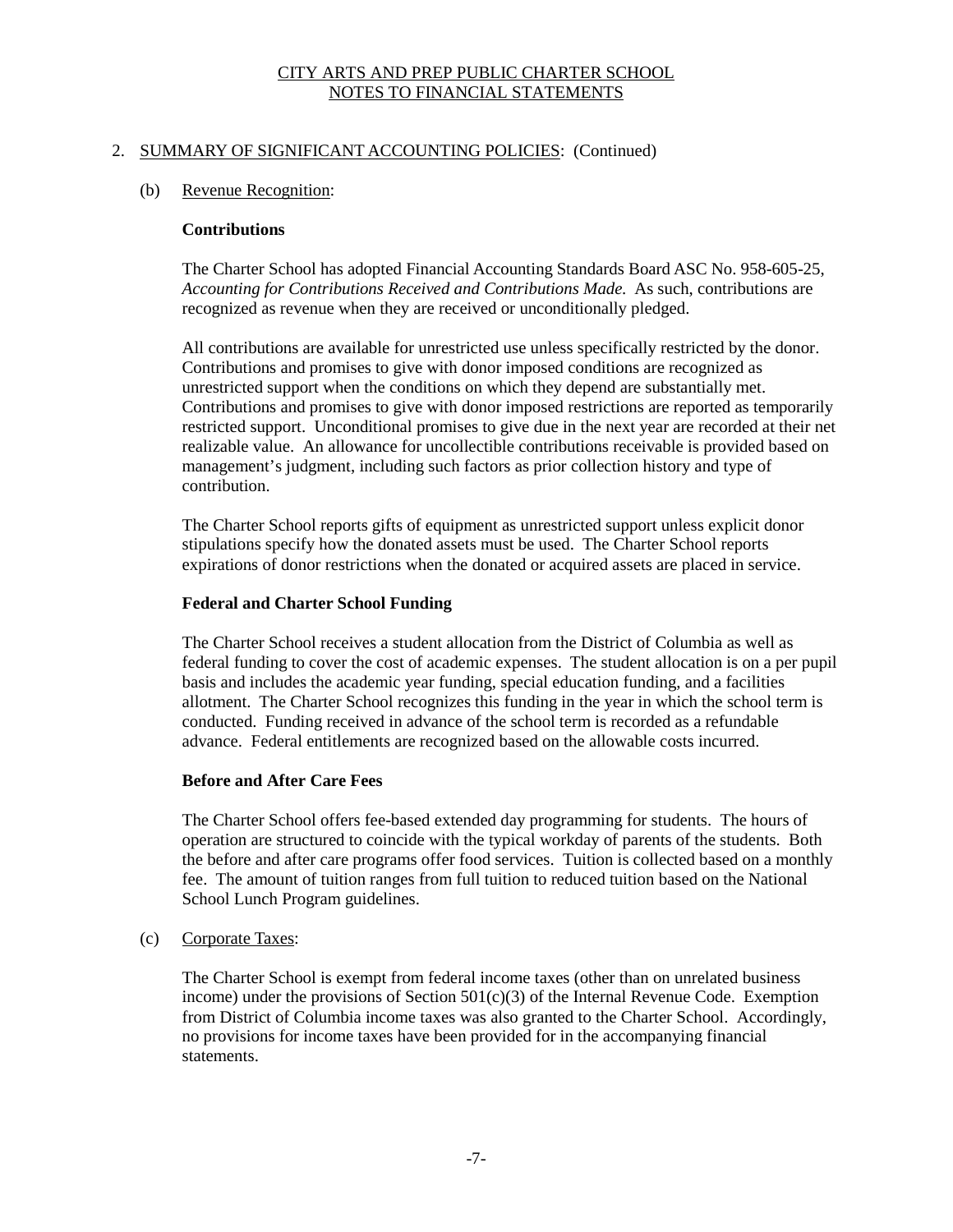## 2. SUMMARY OF SIGNIFICANT ACCOUNTING POLICIES: (Continued)

### (b) Revenue Recognition:

**Contributions**

The Charter School has adopted Financial Accounting Standards Board ASC No. 958-605-25, *Accounting for Contributions Received and Contributions Made.* As such, contributions are recognized as revenue when they are received or unconditionally pledged.

All contributions are available for unrestricted use unless specifically restricted by the donor. Contributions and promises to give with donor imposed conditions are recognized as unrestricted support when the conditions on which they depend are substantially met. Contributions and promises to give with donor imposed restrictions are reported as temporarily restricted support. Unconditional promises to give due in the next year are recorded at their net realizable value. An allowance for uncollectible contributions receivable is provided based on management's judgment, including such factors as prior collection history and type of contribution.

The Charter School reports gifts of equipment as unrestricted support unless explicit donor stipulations specify how the donated assets must be used. The Charter School reports expirations of donor restrictions when the donated or acquired assets are placed in service.

**Federal and Charter School Funding**

The Charter School receives a student allocation from the District of Columbia as well as federal funding to cover the cost of academic expenses. The student allocation is on a per pupil basis and includes the academic year funding, special education funding, and a facilities allotment. The Charter School recognizes this funding in the year in which the school term is conducted. Funding received in advance of the school term is recorded as a refundable advance. Federal entitlements are recognized based on the allowable costs incurred.

**Before and After Care Fees**

The Charter School offers fee-based extended day programming for students. The hours of operation are structured to coincide with the typical workday of parents of the students. Both the before and after care programs offer food services. Tuition is collected based on a monthly fee. The amount of tuition ranges from full tuition to reduced tuition based on the National School Lunch Program guidelines.

### (c) Corporate Taxes:

The Charter School is exempt from federal income taxes (other than on unrelated business income) under the provisions of Section 501(c)(3) of the Internal Revenue Code. Exemption from District of Columbia income taxes was also granted to the Charter School. Accordingly, no provisions for income taxes have been provided for in the accompanying financial statements.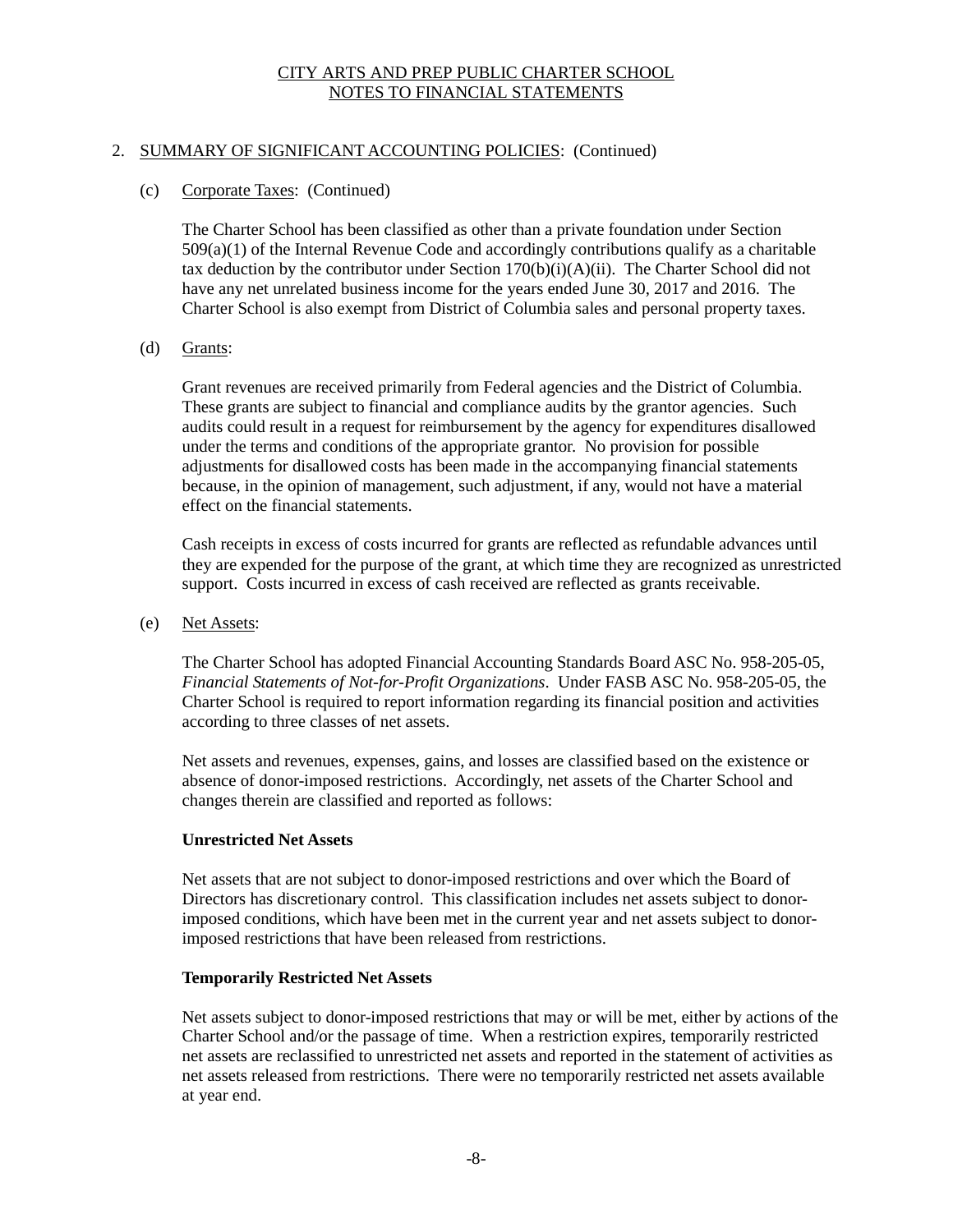CITY ARTS AND PREP PUBLIC CHARTER SCHOOL
NOTES TO FINANCIAL STATEMENTS

2. SUMMARY OF SIGNIFICANT ACCOUNTING POLICIES: (Continued)

(c) Corporate Taxes: (Continued)

The Charter School has been classified as other than a private foundation under Section 509(a)(1) of the Internal Revenue Code and accordingly contributions qualify as a charitable tax deduction by the contributor under Section 170(b)(i)(A)(ii). The Charter School did not have any net unrelated business income for the years ended June 30, 2017 and 2016. The Charter School is also exempt from District of Columbia sales and personal property taxes.

(d) Grants:

Grant revenues are received primarily from Federal agencies and the District of Columbia. These grants are subject to financial and compliance audits by the grantor agencies. Such audits could result in a request for reimbursement by the agency for expenditures disallowed under the terms and conditions of the appropriate grantor. No provision for possible adjustments for disallowed costs has been made in the accompanying financial statements because, in the opinion of management, such adjustment, if any, would not have a material effect on the financial statements.

Cash receipts in excess of costs incurred for grants are reflected as refundable advances until they are expended for the purpose of the grant, at which time they are recognized as unrestricted support. Costs incurred in excess of cash received are reflected as grants receivable.

(e) Net Assets:

The Charter School has adopted Financial Accounting Standards Board ASC No. 958-205-05, *Financial Statements of Not-for-Profit Organizations*. Under FASB ASC No. 958-205-05, the Charter School is required to report information regarding its financial position and activities according to three classes of net assets.

Net assets and revenues, expenses, gains, and losses are classified based on the existence or absence of donor-imposed restrictions. Accordingly, net assets of the Charter School and changes therein are classified and reported as follows:

**Unrestricted Net Assets**

Net assets that are not subject to donor-imposed restrictions and over which the Board of Directors has discretionary control. This classification includes net assets subject to donor-imposed conditions, which have been met in the current year and net assets subject to donor-imposed restrictions that have been released from restrictions.

**Temporarily Restricted Net Assets**

Net assets subject to donor-imposed restrictions that may or will be met, either by actions of the Charter School and/or the passage of time. When a restriction expires, temporarily restricted net assets are reclassified to unrestricted net assets and reported in the statement of activities as net assets released from restrictions. There were no temporarily restricted net assets available at year end.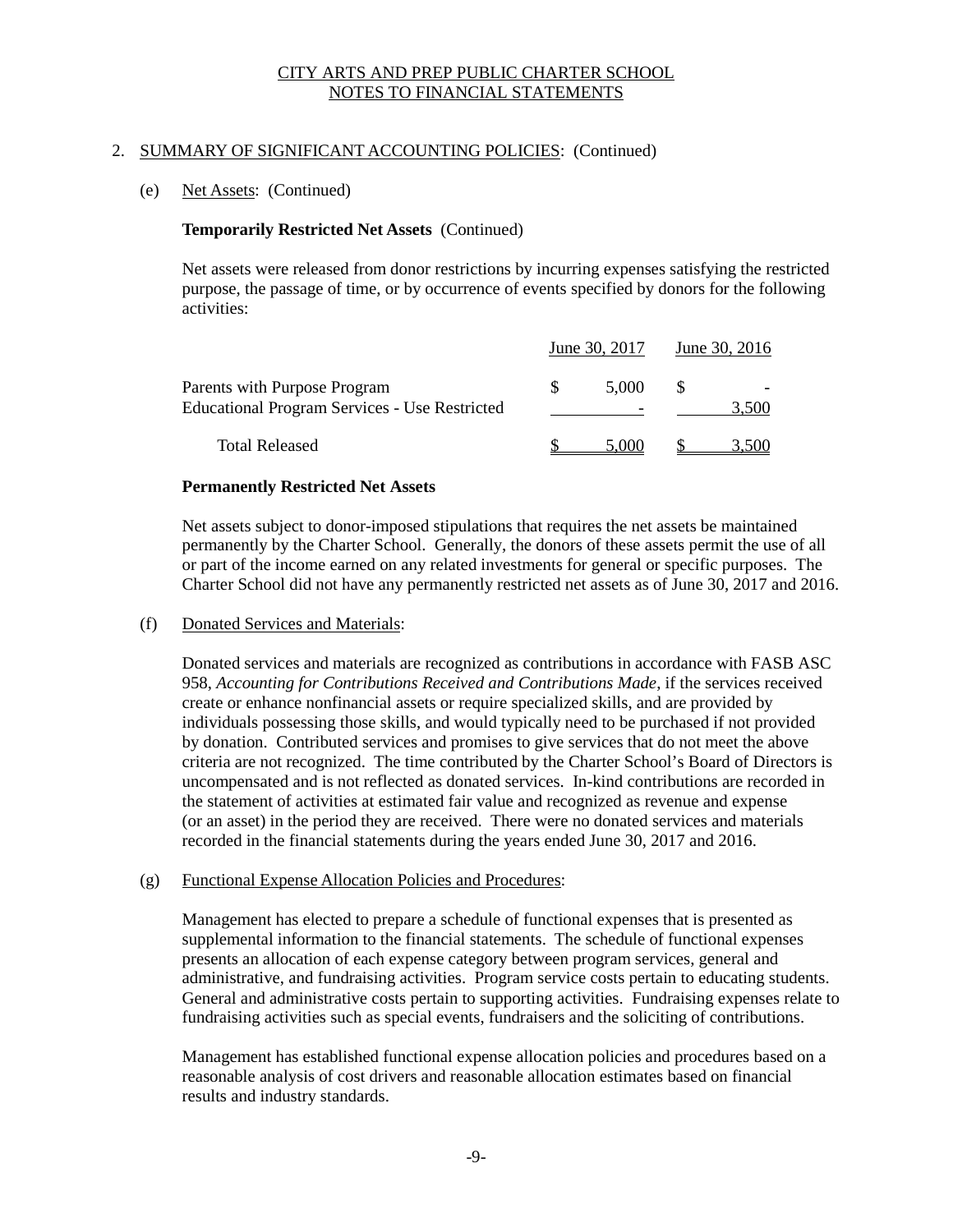## 2. SUMMARY OF SIGNIFICANT ACCOUNTING POLICIES: (Continued)

### (e) Net Assets: (Continued)

**Temporarily Restricted Net Assets** (Continued)

Net assets were released from donor restrictions by incurring expenses satisfying the restricted purpose, the passage of time, or by occurrence of events specified by donors for the following activities:

| | June 30, 2017 | June 30, 2016 |
|---|---|---|
| Parents with Purpose Program | $ 5,000 | $ - |
| Educational Program Services - Use Restricted | - | 3,500 |
| Total Released | $ 5,000 | $ 3,500 |

**Permanently Restricted Net Assets**

Net assets subject to donor-imposed stipulations that requires the net assets be maintained permanently by the Charter School. Generally, the donors of these assets permit the use of all or part of the income earned on any related investments for general or specific purposes. The Charter School did not have any permanently restricted net assets as of June 30, 2017 and 2016.

### (f) Donated Services and Materials:

Donated services and materials are recognized as contributions in accordance with FASB ASC 958, *Accounting for Contributions Received and Contributions Made*, if the services received create or enhance nonfinancial assets or require specialized skills, and are provided by individuals possessing those skills, and would typically need to be purchased if not provided by donation. Contributed services and promises to give services that do not meet the above criteria are not recognized. The time contributed by the Charter School's Board of Directors is uncompensated and is not reflected as donated services. In-kind contributions are recorded in the statement of activities at estimated fair value and recognized as revenue and expense (or an asset) in the period they are received. There were no donated services and materials recorded in the financial statements during the years ended June 30, 2017 and 2016.

### (g) Functional Expense Allocation Policies and Procedures:

Management has elected to prepare a schedule of functional expenses that is presented as supplemental information to the financial statements. The schedule of functional expenses presents an allocation of each expense category between program services, general and administrative, and fundraising activities. Program service costs pertain to educating students. General and administrative costs pertain to supporting activities. Fundraising expenses relate to fundraising activities such as special events, fundraisers and the soliciting of contributions.

Management has established functional expense allocation policies and procedures based on a reasonable analysis of cost drivers and reasonable allocation estimates based on financial results and industry standards.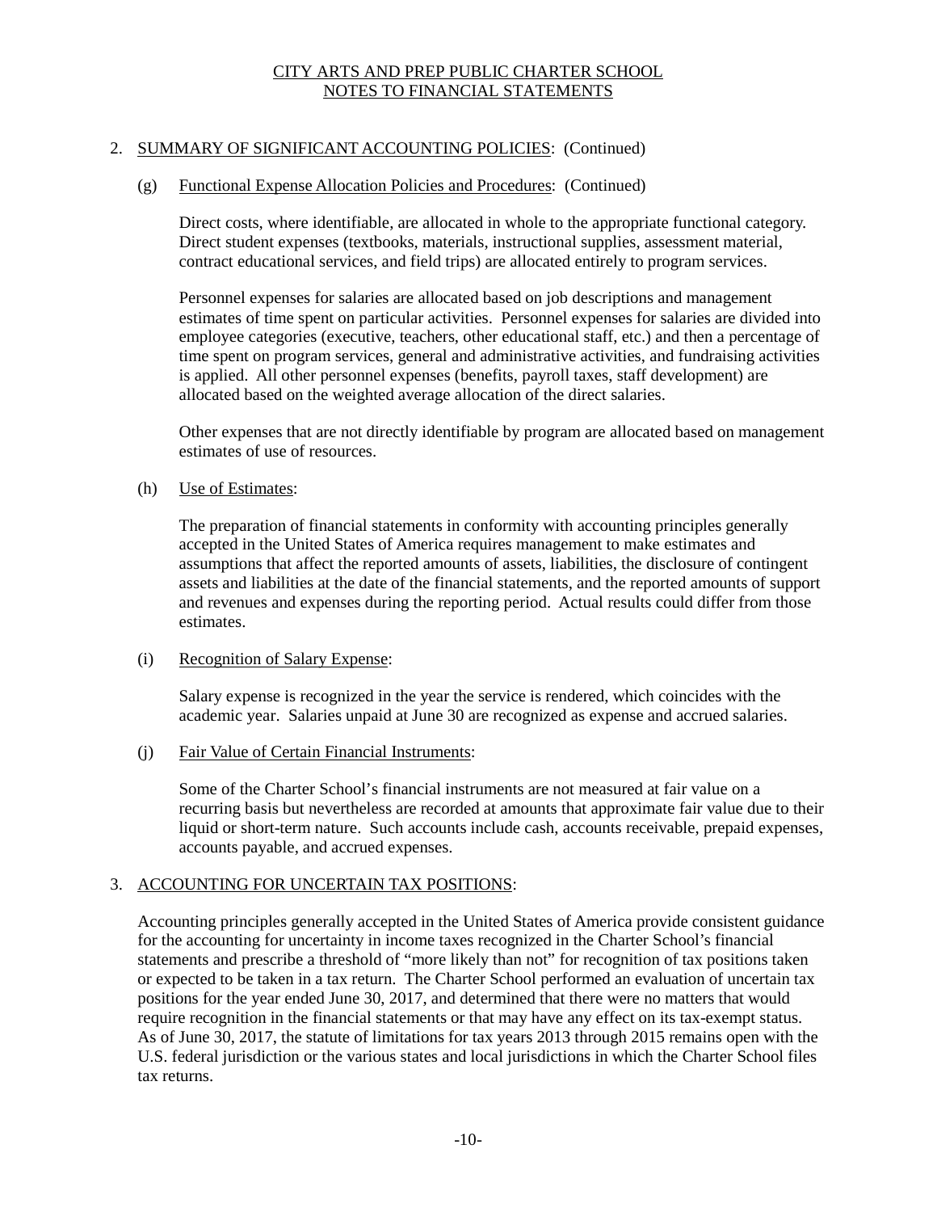CITY ARTS AND PREP PUBLIC CHARTER SCHOOL
NOTES TO FINANCIAL STATEMENTS

2. SUMMARY OF SIGNIFICANT ACCOUNTING POLICIES: (Continued)

(g) Functional Expense Allocation Policies and Procedures: (Continued)

Direct costs, where identifiable, are allocated in whole to the appropriate functional category. Direct student expenses (textbooks, materials, instructional supplies, assessment material, contract educational services, and field trips) are allocated entirely to program services.

Personnel expenses for salaries are allocated based on job descriptions and management estimates of time spent on particular activities. Personnel expenses for salaries are divided into employee categories (executive, teachers, other educational staff, etc.) and then a percentage of time spent on program services, general and administrative activities, and fundraising activities is applied. All other personnel expenses (benefits, payroll taxes, staff development) are allocated based on the weighted average allocation of the direct salaries.

Other expenses that are not directly identifiable by program are allocated based on management estimates of use of resources.

(h) Use of Estimates:

The preparation of financial statements in conformity with accounting principles generally accepted in the United States of America requires management to make estimates and assumptions that affect the reported amounts of assets, liabilities, the disclosure of contingent assets and liabilities at the date of the financial statements, and the reported amounts of support and revenues and expenses during the reporting period. Actual results could differ from those estimates.

(i) Recognition of Salary Expense:

Salary expense is recognized in the year the service is rendered, which coincides with the academic year. Salaries unpaid at June 30 are recognized as expense and accrued salaries.

(j) Fair Value of Certain Financial Instruments:

Some of the Charter School's financial instruments are not measured at fair value on a recurring basis but nevertheless are recorded at amounts that approximate fair value due to their liquid or short-term nature. Such accounts include cash, accounts receivable, prepaid expenses, accounts payable, and accrued expenses.

3. ACCOUNTING FOR UNCERTAIN TAX POSITIONS:

Accounting principles generally accepted in the United States of America provide consistent guidance for the accounting for uncertainty in income taxes recognized in the Charter School's financial statements and prescribe a threshold of "more likely than not" for recognition of tax positions taken or expected to be taken in a tax return. The Charter School performed an evaluation of uncertain tax positions for the year ended June 30, 2017, and determined that there were no matters that would require recognition in the financial statements or that may have any effect on its tax-exempt status. As of June 30, 2017, the statute of limitations for tax years 2013 through 2015 remains open with the U.S. federal jurisdiction or the various states and local jurisdictions in which the Charter School files tax returns.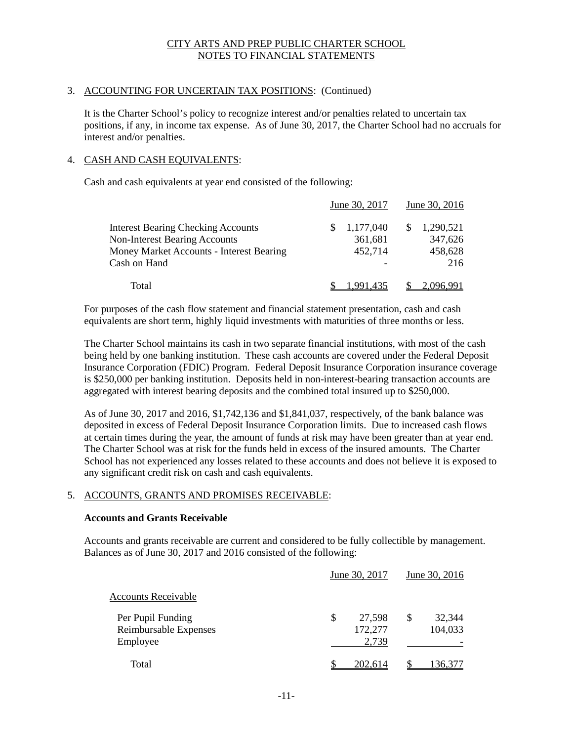CITY ARTS AND PREP PUBLIC CHARTER SCHOOL
NOTES TO FINANCIAL STATEMENTS

3. ACCOUNTING FOR UNCERTAIN TAX POSITIONS: (Continued)

It is the Charter School's policy to recognize interest and/or penalties related to uncertain tax positions, if any, in income tax expense. As of June 30, 2017, the Charter School had no accruals for interest and/or penalties.

4. CASH AND CASH EQUIVALENTS:

Cash and cash equivalents at year end consisted of the following:

| | June 30, 2017 | June 30, 2016 |
|---|---|---|
| Interest Bearing Checking Accounts | $ 1,177,040 | $ 1,290,521 |
| Non-Interest Bearing Accounts | 361,681 | 347,626 |
| Money Market Accounts - Interest Bearing | 452,714 | 458,628 |
| Cash on Hand | - | 216 |
| Total | $ 1,991,435 | $ 2,096,991 |

For purposes of the cash flow statement and financial statement presentation, cash and cash equivalents are short term, highly liquid investments with maturities of three months or less.

The Charter School maintains its cash in two separate financial institutions, with most of the cash being held by one banking institution. These cash accounts are covered under the Federal Deposit Insurance Corporation (FDIC) Program. Federal Deposit Insurance Corporation insurance coverage is $250,000 per banking institution. Deposits held in non-interest-bearing transaction accounts are aggregated with interest bearing deposits and the combined total insured up to $250,000.

As of June 30, 2017 and 2016, $1,742,136 and $1,841,037, respectively, of the bank balance was deposited in excess of Federal Deposit Insurance Corporation limits. Due to increased cash flows at certain times during the year, the amount of funds at risk may have been greater than at year end. The Charter School was at risk for the funds held in excess of the insured amounts. The Charter School has not experienced any losses related to these accounts and does not believe it is exposed to any significant credit risk on cash and cash equivalents.

5. ACCOUNTS, GRANTS AND PROMISES RECEIVABLE:

**Accounts and Grants Receivable**

Accounts and grants receivable are current and considered to be fully collectible by management. Balances as of June 30, 2017 and 2016 consisted of the following:

| | June 30, 2017 | June 30, 2016 |
|---|---|---|
| Accounts Receivable | | |
| Per Pupil Funding | $ 27,598 | $ 32,344 |
| Reimbursable Expenses | 172,277 | 104,033 |
| Employee | 2,739 | - |
| Total | $ 202,614 | $ 136,377 |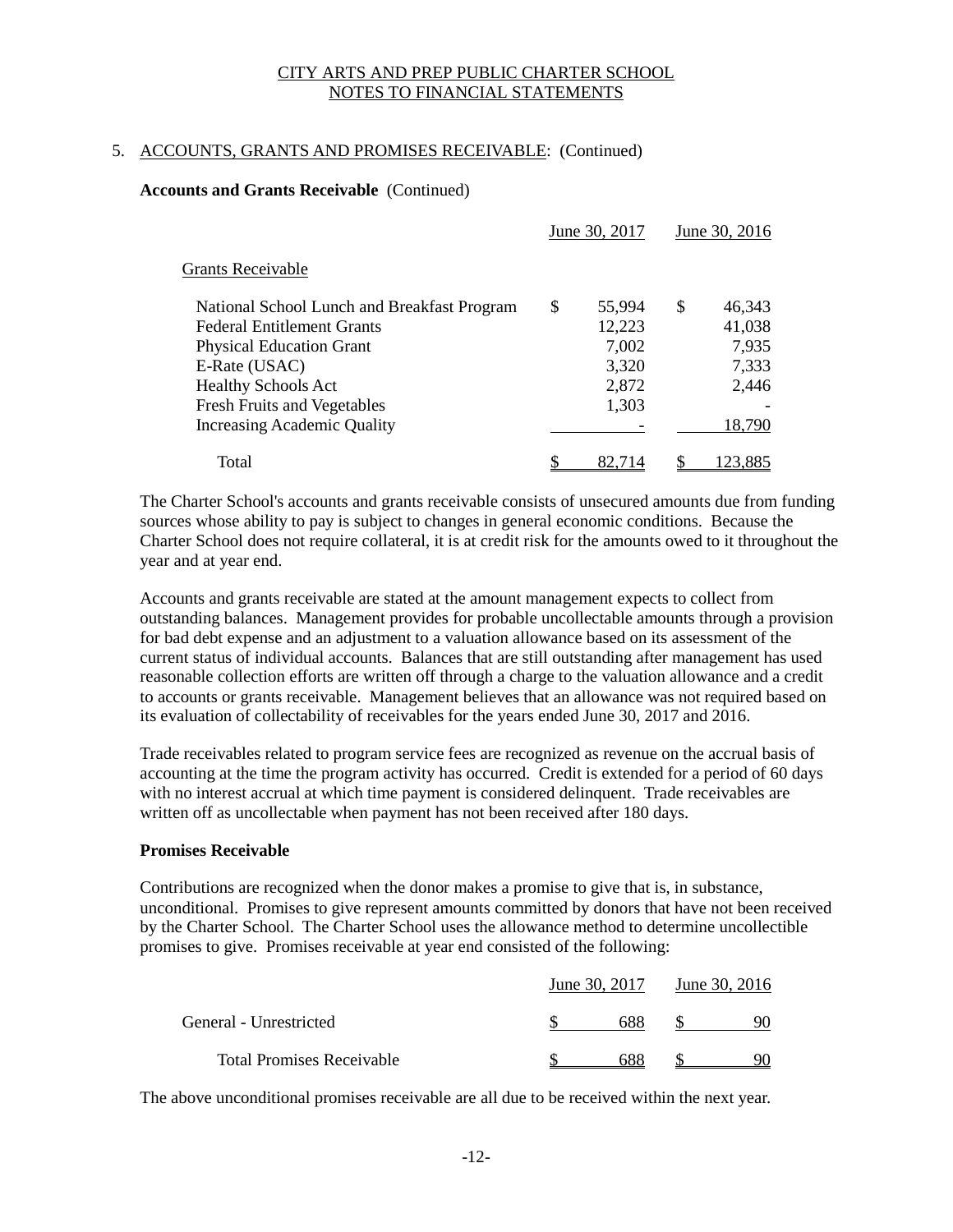## 5. ACCOUNTS, GRANTS AND PROMISES RECEIVABLE: (Continued)

**Accounts and Grants Receivable** (Continued)

| | June 30, 2017 | June 30, 2016 |
|---|---|---|
| Grants Receivable | | |
| National School Lunch and Breakfast Program | $ 55,994 | $ 46,343 |
| Federal Entitlement Grants | 12,223 | 41,038 |
| Physical Education Grant | 7,002 | 7,935 |
| E-Rate (USAC) | 3,320 | 7,333 |
| Healthy Schools Act | 2,872 | 2,446 |
| Fresh Fruits and Vegetables | 1,303 | - |
| Increasing Academic Quality | - | 18,790 |
| Total | $ 82,714 | $ 123,885 |

The Charter School's accounts and grants receivable consists of unsecured amounts due from funding sources whose ability to pay is subject to changes in general economic conditions. Because the Charter School does not require collateral, it is at credit risk for the amounts owed to it throughout the year and at year end.

Accounts and grants receivable are stated at the amount management expects to collect from outstanding balances. Management provides for probable uncollectable amounts through a provision for bad debt expense and an adjustment to a valuation allowance based on its assessment of the current status of individual accounts. Balances that are still outstanding after management has used reasonable collection efforts are written off through a charge to the valuation allowance and a credit to accounts or grants receivable. Management believes that an allowance was not required based on its evaluation of collectability of receivables for the years ended June 30, 2017 and 2016.

Trade receivables related to program service fees are recognized as revenue on the accrual basis of accounting at the time the program activity has occurred. Credit is extended for a period of 60 days with no interest accrual at which time payment is considered delinquent. Trade receivables are written off as uncollectable when payment has not been received after 180 days.

**Promises Receivable**

Contributions are recognized when the donor makes a promise to give that is, in substance, unconditional. Promises to give represent amounts committed by donors that have not been received by the Charter School. The Charter School uses the allowance method to determine uncollectible promises to give. Promises receivable at year end consisted of the following:

| | June 30, 2017 | June 30, 2016 |
|---|---|---|
| General - Unrestricted | $ 688 | $ 90 |
| Total Promises Receivable | $ 688 | $ 90 |

The above unconditional promises receivable are all due to be received within the next year.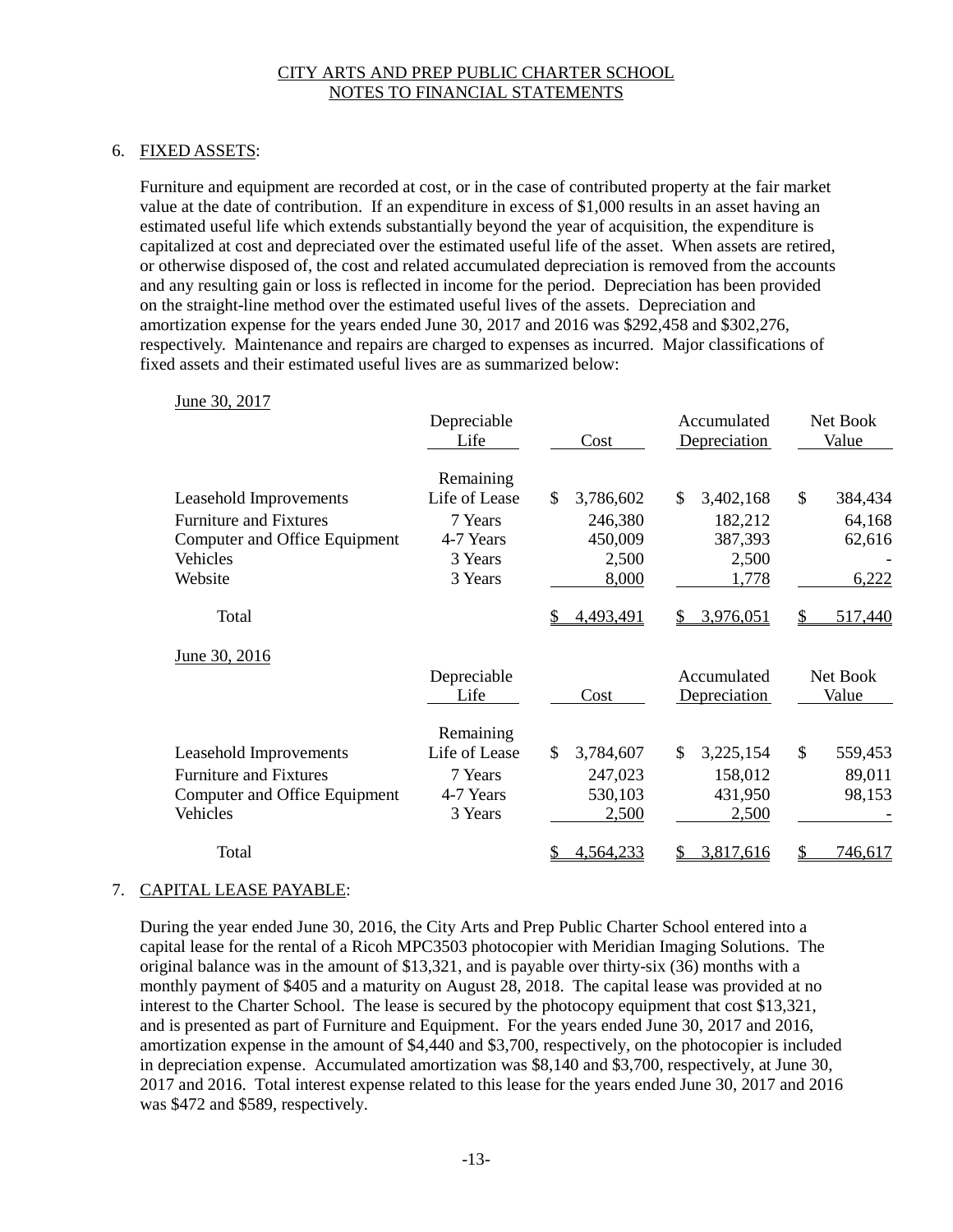CITY ARTS AND PREP PUBLIC CHARTER SCHOOL
NOTES TO FINANCIAL STATEMENTS

6. FIXED ASSETS:

Furniture and equipment are recorded at cost, or in the case of contributed property at the fair market value at the date of contribution. If an expenditure in excess of $1,000 results in an asset having an estimated useful life which extends substantially beyond the year of acquisition, the expenditure is capitalized at cost and depreciated over the estimated useful life of the asset. When assets are retired, or otherwise disposed of, the cost and related accumulated depreciation is removed from the accounts and any resulting gain or loss is reflected in income for the period. Depreciation has been provided on the straight-line method over the estimated useful lives of the assets. Depreciation and amortization expense for the years ended June 30, 2017 and 2016 was $292,458 and $302,276, respectively. Maintenance and repairs are charged to expenses as incurred. Major classifications of fixed assets and their estimated useful lives are as summarized below:

June 30, 2017

| | Depreciable Life | Cost | Accumulated Depreciation | Net Book Value |
|---|---|---|---|---|
| Leasehold Improvements | Remaining Life of Lease | $ 3,786,602 | $ 3,402,168 | $ 384,434 |
| Furniture and Fixtures | 7 Years | 246,380 | 182,212 | 64,168 |
| Computer and Office Equipment | 4-7 Years | 450,009 | 387,393 | 62,616 |
| Vehicles | 3 Years | 2,500 | 2,500 | - |
| Website | 3 Years | 8,000 | 1,778 | 6,222 |
| Total | | $ 4,493,491 | $ 3,976,051 | $ 517,440 |

June 30, 2016

| | Depreciable Life | Cost | Accumulated Depreciation | Net Book Value |
|---|---|---|---|---|
| Leasehold Improvements | Remaining Life of Lease | $ 3,784,607 | $ 3,225,154 | $ 559,453 |
| Furniture and Fixtures | 7 Years | 247,023 | 158,012 | 89,011 |
| Computer and Office Equipment | 4-7 Years | 530,103 | 431,950 | 98,153 |
| Vehicles | 3 Years | 2,500 | 2,500 | - |
| Total | | $ 4,564,233 | $ 3,817,616 | $ 746,617 |

7. CAPITAL LEASE PAYABLE:

During the year ended June 30, 2016, the City Arts and Prep Public Charter School entered into a capital lease for the rental of a Ricoh MPC3503 photocopier with Meridian Imaging Solutions. The original balance was in the amount of $13,321, and is payable over thirty-six (36) months with a monthly payment of $405 and a maturity on August 28, 2018. The capital lease was provided at no interest to the Charter School. The lease is secured by the photocopy equipment that cost $13,321, and is presented as part of Furniture and Equipment. For the years ended June 30, 2017 and 2016, amortization expense in the amount of $4,440 and $3,700, respectively, on the photocopier is included in depreciation expense. Accumulated amortization was $8,140 and $3,700, respectively, at June 30, 2017 and 2016. Total interest expense related to this lease for the years ended June 30, 2017 and 2016 was $472 and $589, respectively.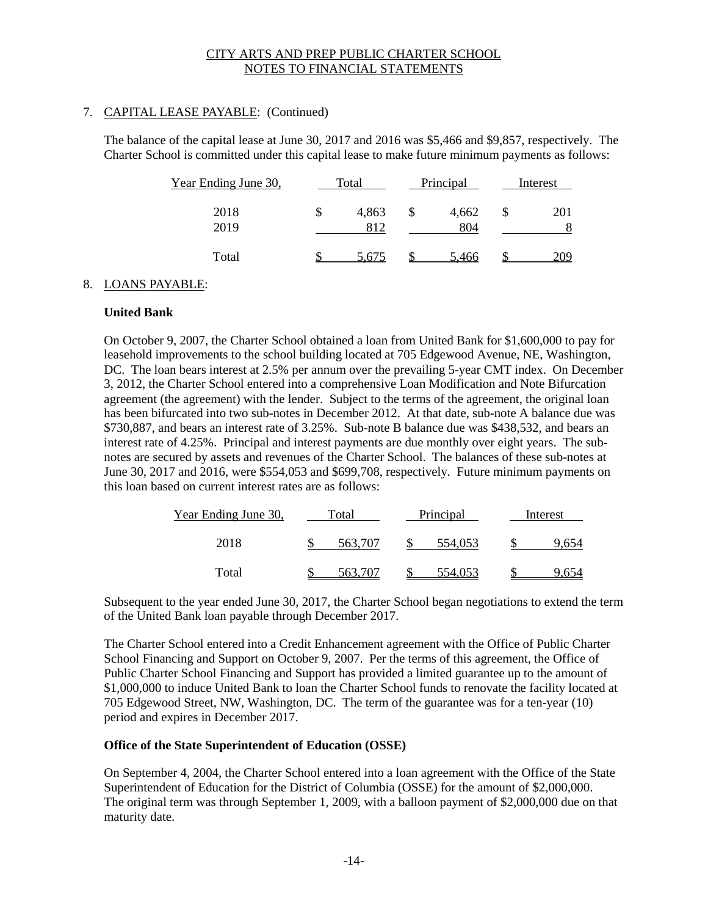CITY ARTS AND PREP PUBLIC CHARTER SCHOOL
NOTES TO FINANCIAL STATEMENTS

7. CAPITAL LEASE PAYABLE: (Continued)

The balance of the capital lease at June 30, 2017 and 2016 was $5,466 and $9,857, respectively. The Charter School is committed under this capital lease to make future minimum payments as follows:

| Year Ending June 30, | Total | Principal | Interest |
|---|---|---|---|
| 2018 | $ 4,863 | $ 4,662 | $ 201 |
| 2019 | 812 | 804 | 8 |
| Total | $ 5,675 | $ 5,466 | $ 209 |

8. LOANS PAYABLE:

**United Bank**

On October 9, 2007, the Charter School obtained a loan from United Bank for $1,600,000 to pay for leasehold improvements to the school building located at 705 Edgewood Avenue, NE, Washington, DC. The loan bears interest at 2.5% per annum over the prevailing 5-year CMT index. On December 3, 2012, the Charter School entered into a comprehensive Loan Modification and Note Bifurcation agreement (the agreement) with the lender. Subject to the terms of the agreement, the original loan has been bifurcated into two sub-notes in December 2012. At that date, sub-note A balance due was $730,887, and bears an interest rate of 3.25%. Sub-note B balance due was $438,532, and bears an interest rate of 4.25%. Principal and interest payments are due monthly over eight years. The sub-notes are secured by assets and revenues of the Charter School. The balances of these sub-notes at June 30, 2017 and 2016, were $554,053 and $699,708, respectively. Future minimum payments on this loan based on current interest rates are as follows:

| Year Ending June 30, | Total | Principal | Interest |
|---|---|---|---|
| 2018 | $ 563,707 | $ 554,053 | $ 9,654 |
| Total | $ 563,707 | $ 554,053 | $ 9,654 |

Subsequent to the year ended June 30, 2017, the Charter School began negotiations to extend the term of the United Bank loan payable through December 2017.

The Charter School entered into a Credit Enhancement agreement with the Office of Public Charter School Financing and Support on October 9, 2007. Per the terms of this agreement, the Office of Public Charter School Financing and Support has provided a limited guarantee up to the amount of $1,000,000 to induce United Bank to loan the Charter School funds to renovate the facility located at 705 Edgewood Street, NW, Washington, DC. The term of the guarantee was for a ten-year (10) period and expires in December 2017.

**Office of the State Superintendent of Education (OSSE)**

On September 4, 2004, the Charter School entered into a loan agreement with the Office of the State Superintendent of Education for the District of Columbia (OSSE) for the amount of $2,000,000. The original term was through September 1, 2009, with a balloon payment of $2,000,000 due on that maturity date.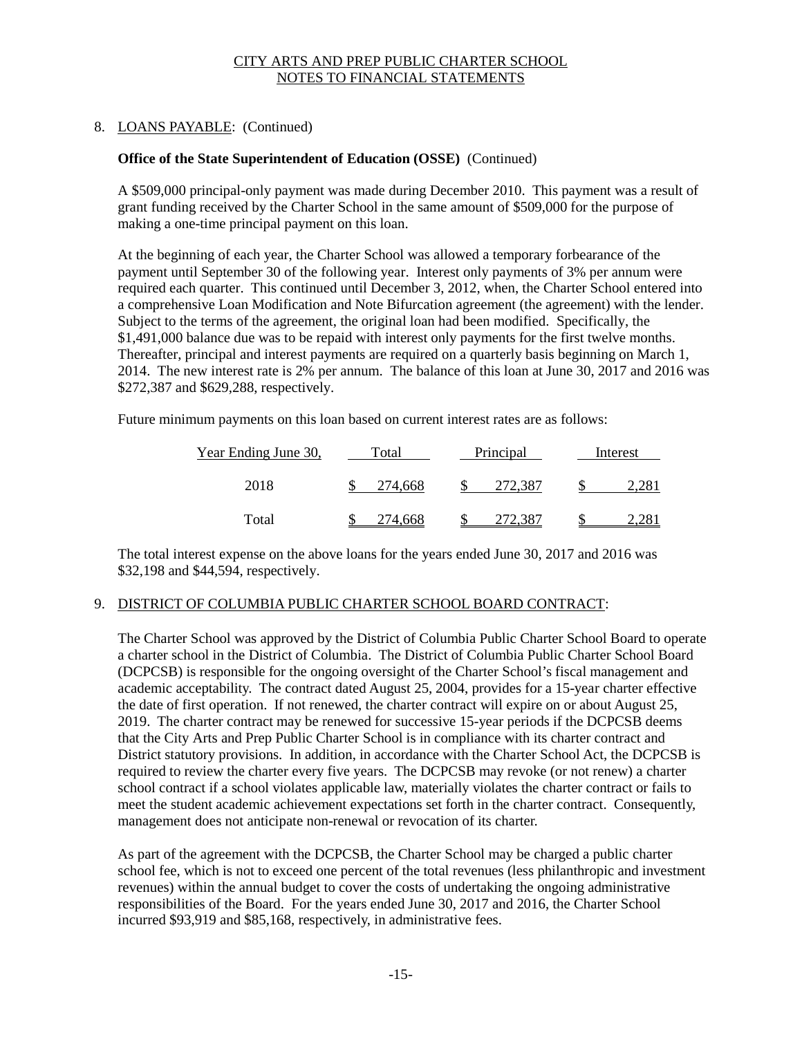CITY ARTS AND PREP PUBLIC CHARTER SCHOOL
NOTES TO FINANCIAL STATEMENTS

8. LOANS PAYABLE: (Continued)

**Office of the State Superintendent of Education (OSSE)** (Continued)

A \$509,000 principal-only payment was made during December 2010. This payment was a result of grant funding received by the Charter School in the same amount of \$509,000 for the purpose of making a one-time principal payment on this loan.

At the beginning of each year, the Charter School was allowed a temporary forbearance of the payment until September 30 of the following year. Interest only payments of 3% per annum were required each quarter. This continued until December 3, 2012, when, the Charter School entered into a comprehensive Loan Modification and Note Bifurcation agreement (the agreement) with the lender. Subject to the terms of the agreement, the original loan had been modified. Specifically, the \$1,491,000 balance due was to be repaid with interest only payments for the first twelve months. Thereafter, principal and interest payments are required on a quarterly basis beginning on March 1, 2014. The new interest rate is 2% per annum. The balance of this loan at June 30, 2017 and 2016 was \$272,387 and \$629,288, respectively.

Future minimum payments on this loan based on current interest rates are as follows:

| Year Ending June 30, | Total | Principal | Interest |
|---|---|---|---|
| 2018 | \$ 274,668 | \$ 272,387 | \$ 2,281 |
| Total | \$ 274,668 | \$ 272,387 | \$ 2,281 |

The total interest expense on the above loans for the years ended June 30, 2017 and 2016 was \$32,198 and \$44,594, respectively.

9. DISTRICT OF COLUMBIA PUBLIC CHARTER SCHOOL BOARD CONTRACT:

The Charter School was approved by the District of Columbia Public Charter School Board to operate a charter school in the District of Columbia. The District of Columbia Public Charter School Board (DCPCSB) is responsible for the ongoing oversight of the Charter School's fiscal management and academic acceptability. The contract dated August 25, 2004, provides for a 15-year charter effective the date of first operation. If not renewed, the charter contract will expire on or about August 25, 2019. The charter contract may be renewed for successive 15-year periods if the DCPCSB deems that the City Arts and Prep Public Charter School is in compliance with its charter contract and District statutory provisions. In addition, in accordance with the Charter School Act, the DCPCSB is required to review the charter every five years. The DCPCSB may revoke (or not renew) a charter school contract if a school violates applicable law, materially violates the charter contract or fails to meet the student academic achievement expectations set forth in the charter contract. Consequently, management does not anticipate non-renewal or revocation of its charter.

As part of the agreement with the DCPCSB, the Charter School may be charged a public charter school fee, which is not to exceed one percent of the total revenues (less philanthropic and investment revenues) within the annual budget to cover the costs of undertaking the ongoing administrative responsibilities of the Board. For the years ended June 30, 2017 and 2016, the Charter School incurred \$93,919 and \$85,168, respectively, in administrative fees.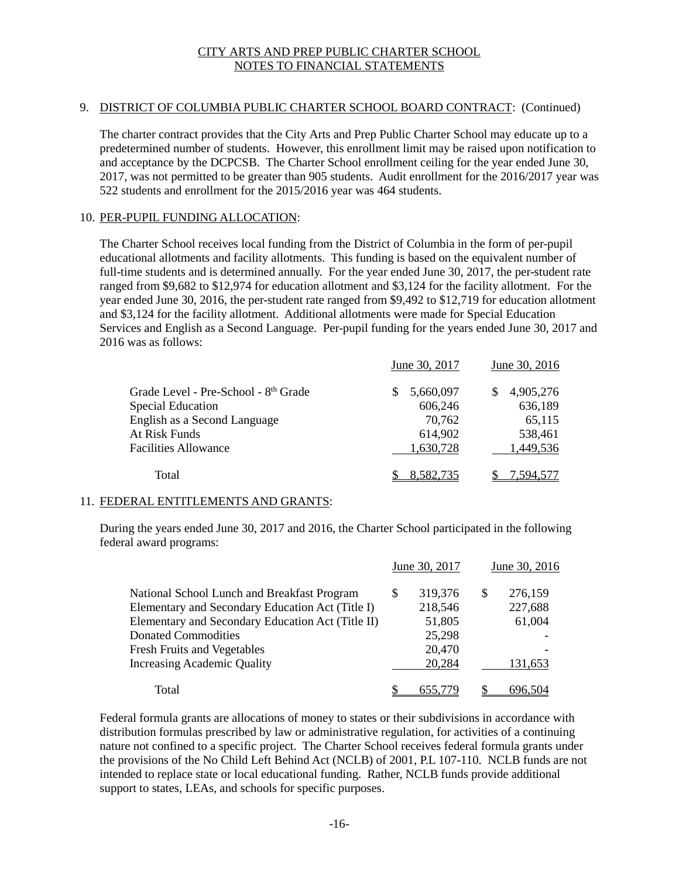CITY ARTS AND PREP PUBLIC CHARTER SCHOOL
NOTES TO FINANCIAL STATEMENTS

9. DISTRICT OF COLUMBIA PUBLIC CHARTER SCHOOL BOARD CONTRACT: (Continued)

The charter contract provides that the City Arts and Prep Public Charter School may educate up to a predetermined number of students. However, this enrollment limit may be raised upon notification to and acceptance by the DCPCSB. The Charter School enrollment ceiling for the year ended June 30, 2017, was not permitted to be greater than 905 students. Audit enrollment for the 2016/2017 year was 522 students and enrollment for the 2015/2016 year was 464 students.

10. PER-PUPIL FUNDING ALLOCATION:

The Charter School receives local funding from the District of Columbia in the form of per-pupil educational allotments and facility allotments. This funding is based on the equivalent number of full-time students and is determined annually. For the year ended June 30, 2017, the per-student rate ranged from $9,682 to $12,974 for education allotment and $3,124 for the facility allotment. For the year ended June 30, 2016, the per-student rate ranged from $9,492 to $12,719 for education allotment and $3,124 for the facility allotment. Additional allotments were made for Special Education Services and English as a Second Language. Per-pupil funding for the years ended June 30, 2017 and 2016 was as follows:

| | June 30, 2017 | June 30, 2016 |
|---|---|---|
| Grade Level - Pre-School - 8th Grade | $ 5,660,097 | $ 4,905,276 |
| Special Education | 606,246 | 636,189 |
| English as a Second Language | 70,762 | 65,115 |
| At Risk Funds | 614,902 | 538,461 |
| Facilities Allowance | 1,630,728 | 1,449,536 |
| Total | $ 8,582,735 | $ 7,594,577 |

11. FEDERAL ENTITLEMENTS AND GRANTS:

During the years ended June 30, 2017 and 2016, the Charter School participated in the following federal award programs:

| | June 30, 2017 | June 30, 2016 |
|---|---|---|
| National School Lunch and Breakfast Program | $ 319,376 | $ 276,159 |
| Elementary and Secondary Education Act (Title I) | 218,546 | 227,688 |
| Elementary and Secondary Education Act (Title II) | 51,805 | 61,004 |
| Donated Commodities | 25,298 | - |
| Fresh Fruits and Vegetables | 20,470 | - |
| Increasing Academic Quality | 20,284 | 131,653 |
| Total | $ 655,779 | $ 696,504 |

Federal formula grants are allocations of money to states or their subdivisions in accordance with distribution formulas prescribed by law or administrative regulation, for activities of a continuing nature not confined to a specific project. The Charter School receives federal formula grants under the provisions of the No Child Left Behind Act (NCLB) of 2001, P.L 107-110. NCLB funds are not intended to replace state or local educational funding. Rather, NCLB funds provide additional support to states, LEAs, and schools for specific purposes.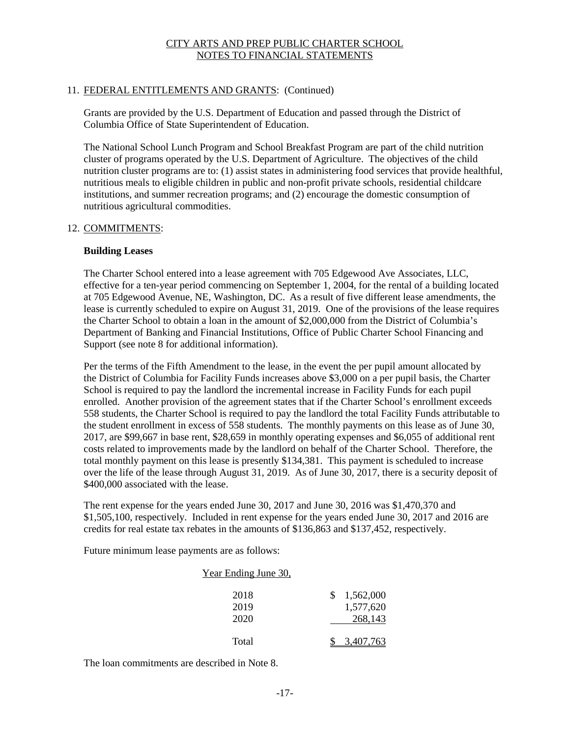## 11. FEDERAL ENTITLEMENTS AND GRANTS: (Continued)

Grants are provided by the U.S. Department of Education and passed through the District of Columbia Office of State Superintendent of Education.

The National School Lunch Program and School Breakfast Program are part of the child nutrition cluster of programs operated by the U.S. Department of Agriculture. The objectives of the child nutrition cluster programs are to: (1) assist states in administering food services that provide healthful, nutritious meals to eligible children in public and non-profit private schools, residential childcare institutions, and summer recreation programs; and (2) encourage the domestic consumption of nutritious agricultural commodities.

## 12. COMMITMENTS:

**Building Leases**

The Charter School entered into a lease agreement with 705 Edgewood Ave Associates, LLC, effective for a ten-year period commencing on September 1, 2004, for the rental of a building located at 705 Edgewood Avenue, NE, Washington, DC. As a result of five different lease amendments, the lease is currently scheduled to expire on August 31, 2019. One of the provisions of the lease requires the Charter School to obtain a loan in the amount of $2,000,000 from the District of Columbia's Department of Banking and Financial Institutions, Office of Public Charter School Financing and Support (see note 8 for additional information).

Per the terms of the Fifth Amendment to the lease, in the event the per pupil amount allocated by the District of Columbia for Facility Funds increases above $3,000 on a per pupil basis, the Charter School is required to pay the landlord the incremental increase in Facility Funds for each pupil enrolled. Another provision of the agreement states that if the Charter School's enrollment exceeds 558 students, the Charter School is required to pay the landlord the total Facility Funds attributable to the student enrollment in excess of 558 students. The monthly payments on this lease as of June 30, 2017, are $99,667 in base rent, $28,659 in monthly operating expenses and $6,055 of additional rent costs related to improvements made by the landlord on behalf of the Charter School. Therefore, the total monthly payment on this lease is presently $134,381. This payment is scheduled to increase over the life of the lease through August 31, 2019. As of June 30, 2017, there is a security deposit of $400,000 associated with the lease.

The rent expense for the years ended June 30, 2017 and June 30, 2016 was $1,470,370 and $1,505,100, respectively. Included in rent expense for the years ended June 30, 2017 and 2016 are credits for real estate tax rebates in the amounts of $136,863 and $137,452, respectively.

Future minimum lease payments are as follows:

| Year Ending June 30, | |
|---|---|
| 2018 | $ 1,562,000 |
| 2019 | 1,577,620 |
| 2020 | 268,143 |
| Total | $ 3,407,763 |

The loan commitments are described in Note 8.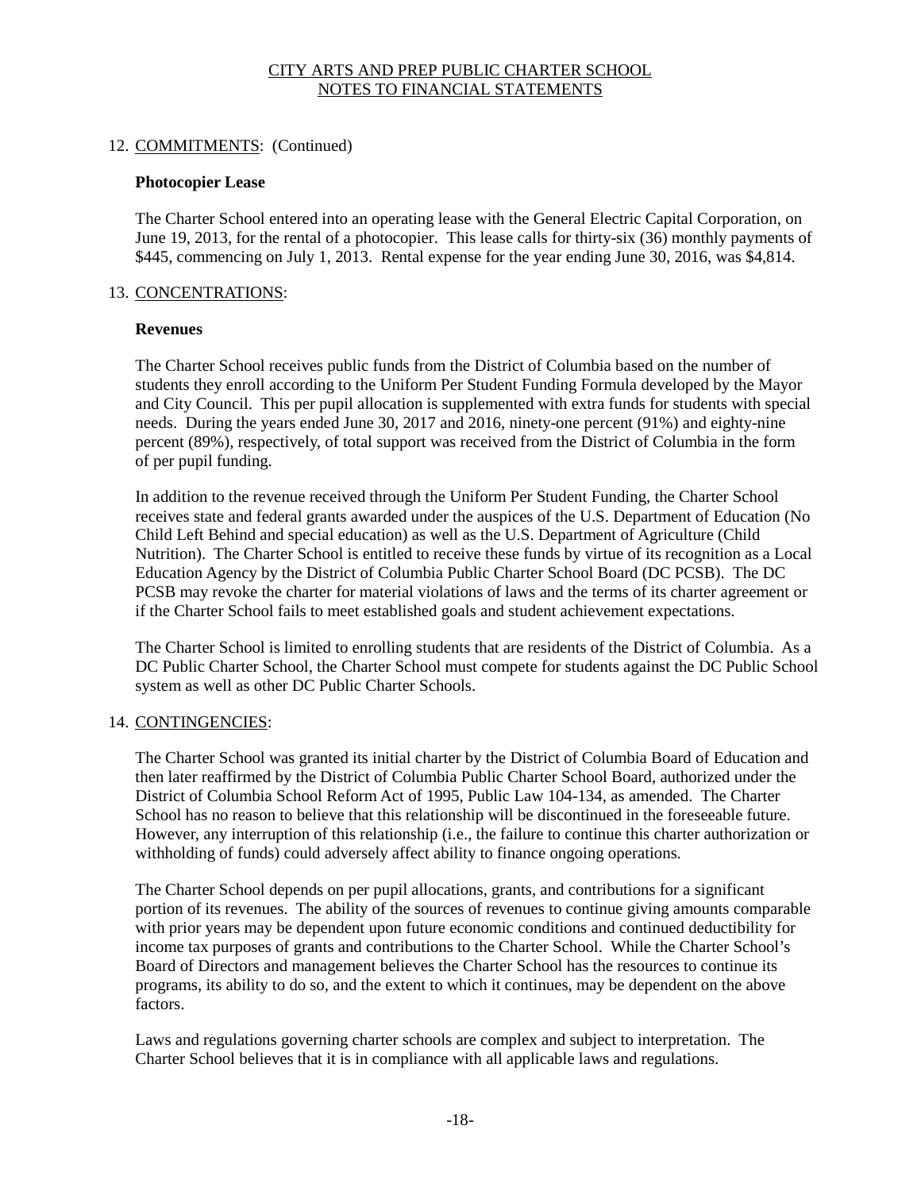## 12. COMMITMENTS: (Continued)

### Photocopier Lease

The Charter School entered into an operating lease with the General Electric Capital Corporation, on June 19, 2013, for the rental of a photocopier. This lease calls for thirty-six (36) monthly payments of $445, commencing on July 1, 2013. Rental expense for the year ending June 30, 2016, was $4,814.

## 13. CONCENTRATIONS:

### Revenues

The Charter School receives public funds from the District of Columbia based on the number of students they enroll according to the Uniform Per Student Funding Formula developed by the Mayor and City Council. This per pupil allocation is supplemented with extra funds for students with special needs. During the years ended June 30, 2017 and 2016, ninety-one percent (91%) and eighty-nine percent (89%), respectively, of total support was received from the District of Columbia in the form of per pupil funding.

In addition to the revenue received through the Uniform Per Student Funding, the Charter School receives state and federal grants awarded under the auspices of the U.S. Department of Education (No Child Left Behind and special education) as well as the U.S. Department of Agriculture (Child Nutrition). The Charter School is entitled to receive these funds by virtue of its recognition as a Local Education Agency by the District of Columbia Public Charter School Board (DC PCSB). The DC PCSB may revoke the charter for material violations of laws and the terms of its charter agreement or if the Charter School fails to meet established goals and student achievement expectations.

The Charter School is limited to enrolling students that are residents of the District of Columbia. As a DC Public Charter School, the Charter School must compete for students against the DC Public School system as well as other DC Public Charter Schools.

## 14. CONTINGENCIES:

The Charter School was granted its initial charter by the District of Columbia Board of Education and then later reaffirmed by the District of Columbia Public Charter School Board, authorized under the District of Columbia School Reform Act of 1995, Public Law 104-134, as amended. The Charter School has no reason to believe that this relationship will be discontinued in the foreseeable future. However, any interruption of this relationship (i.e., the failure to continue this charter authorization or withholding of funds) could adversely affect ability to finance ongoing operations.

The Charter School depends on per pupil allocations, grants, and contributions for a significant portion of its revenues. The ability of the sources of revenues to continue giving amounts comparable with prior years may be dependent upon future economic conditions and continued deductibility for income tax purposes of grants and contributions to the Charter School. While the Charter School's Board of Directors and management believes the Charter School has the resources to continue its programs, its ability to do so, and the extent to which it continues, may be dependent on the above factors.

Laws and regulations governing charter schools are complex and subject to interpretation. The Charter School believes that it is in compliance with all applicable laws and regulations.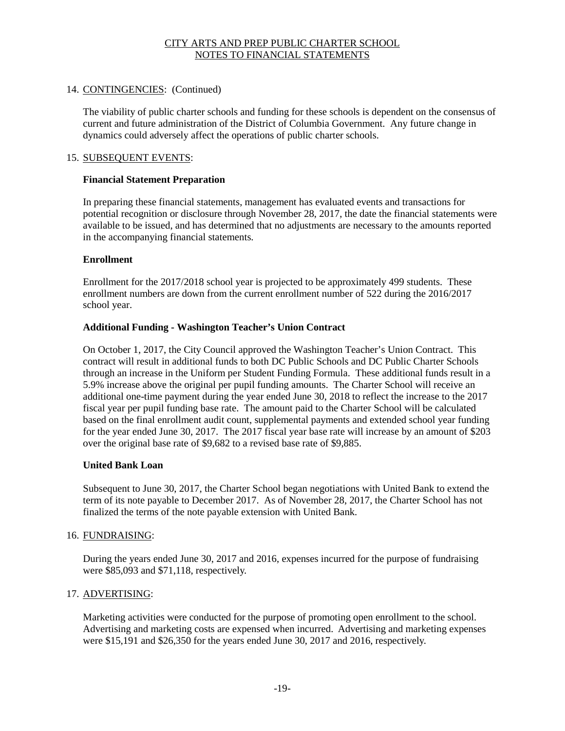## 14. CONTINGENCIES: (Continued)

The viability of public charter schools and funding for these schools is dependent on the consensus of current and future administration of the District of Columbia Government. Any future change in dynamics could adversely affect the operations of public charter schools.

## 15. SUBSEQUENT EVENTS:

**Financial Statement Preparation**

In preparing these financial statements, management has evaluated events and transactions for potential recognition or disclosure through November 28, 2017, the date the financial statements were available to be issued, and has determined that no adjustments are necessary to the amounts reported in the accompanying financial statements.

**Enrollment**

Enrollment for the 2017/2018 school year is projected to be approximately 499 students. These enrollment numbers are down from the current enrollment number of 522 during the 2016/2017 school year.

**Additional Funding - Washington Teacher's Union Contract**

On October 1, 2017, the City Council approved the Washington Teacher's Union Contract. This contract will result in additional funds to both DC Public Schools and DC Public Charter Schools through an increase in the Uniform per Student Funding Formula. These additional funds result in a 5.9% increase above the original per pupil funding amounts. The Charter School will receive an additional one-time payment during the year ended June 30, 2018 to reflect the increase to the 2017 fiscal year per pupil funding base rate. The amount paid to the Charter School will be calculated based on the final enrollment audit count, supplemental payments and extended school year funding for the year ended June 30, 2017. The 2017 fiscal year base rate will increase by an amount of $203 over the original base rate of $9,682 to a revised base rate of $9,885.

**United Bank Loan**

Subsequent to June 30, 2017, the Charter School began negotiations with United Bank to extend the term of its note payable to December 2017. As of November 28, 2017, the Charter School has not finalized the terms of the note payable extension with United Bank.

## 16. FUNDRAISING:

During the years ended June 30, 2017 and 2016, expenses incurred for the purpose of fundraising were $85,093 and $71,118, respectively.

## 17. ADVERTISING:

Marketing activities were conducted for the purpose of promoting open enrollment to the school. Advertising and marketing costs are expensed when incurred. Advertising and marketing expenses were $15,191 and $26,350 for the years ended June 30, 2017 and 2016, respectively.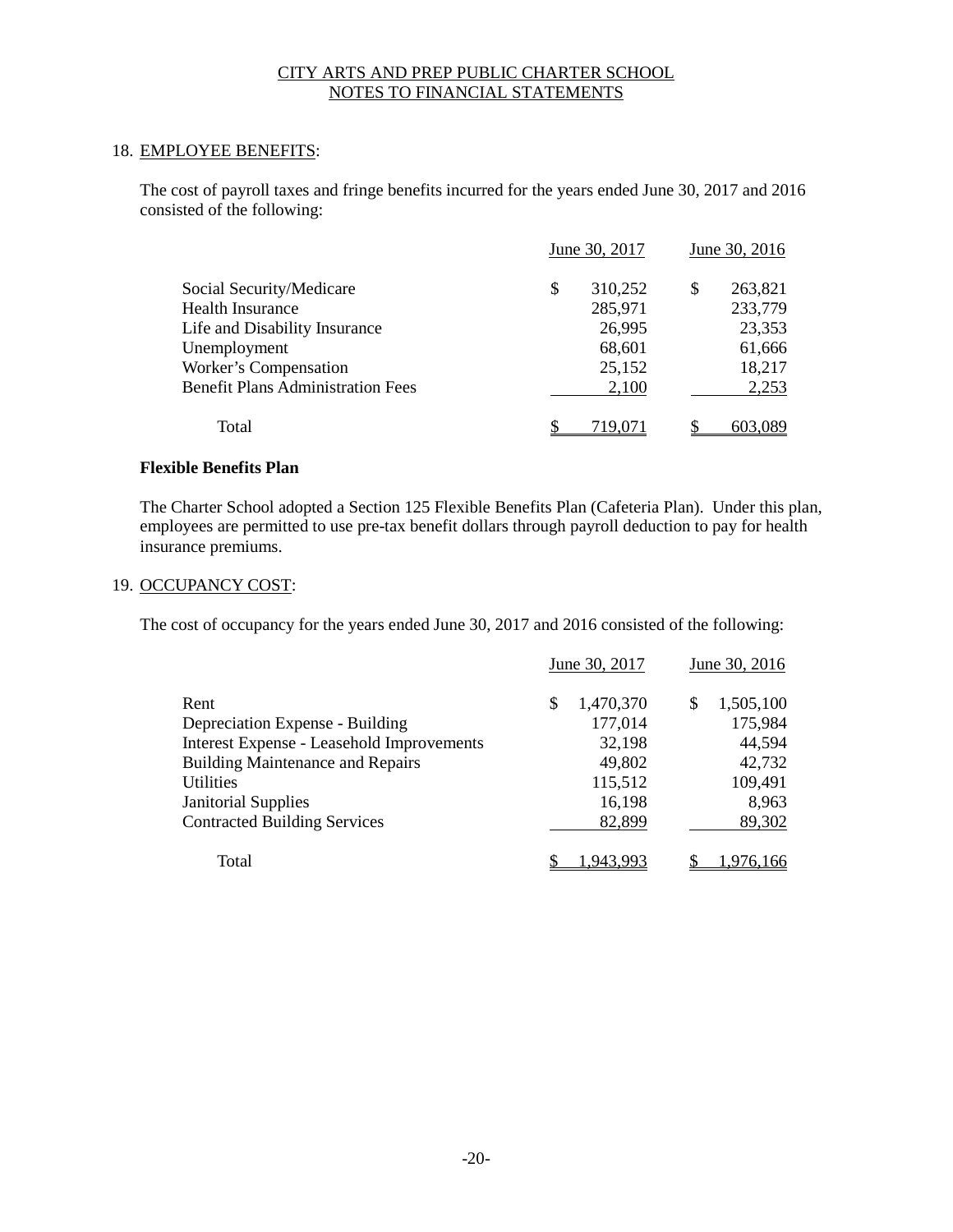CITY ARTS AND PREP PUBLIC CHARTER SCHOOL
NOTES TO FINANCIAL STATEMENTS

## 18. EMPLOYEE BENEFITS:

The cost of payroll taxes and fringe benefits incurred for the years ended June 30, 2017 and 2016 consisted of the following:

| | June 30, 2017 | June 30, 2016 |
|---|---|---|
| Social Security/Medicare | $ 310,252 | $ 263,821 |
| Health Insurance | 285,971 | 233,779 |
| Life and Disability Insurance | 26,995 | 23,353 |
| Unemployment | 68,601 | 61,666 |
| Worker's Compensation | 25,152 | 18,217 |
| Benefit Plans Administration Fees | 2,100 | 2,253 |
| Total | $ 719,071 | $ 603,089 |

**Flexible Benefits Plan**

The Charter School adopted a Section 125 Flexible Benefits Plan (Cafeteria Plan). Under this plan, employees are permitted to use pre-tax benefit dollars through payroll deduction to pay for health insurance premiums.

## 19. OCCUPANCY COST:

The cost of occupancy for the years ended June 30, 2017 and 2016 consisted of the following:

| | June 30, 2017 | June 30, 2016 |
|---|---|---|
| Rent | $ 1,470,370 | $ 1,505,100 |
| Depreciation Expense - Building | 177,014 | 175,984 |
| Interest Expense - Leasehold Improvements | 32,198 | 44,594 |
| Building Maintenance and Repairs | 49,802 | 42,732 |
| Utilities | 115,512 | 109,491 |
| Janitorial Supplies | 16,198 | 8,963 |
| Contracted Building Services | 82,899 | 89,302 |
| Total | $ 1,943,993 | $ 1,976,166 |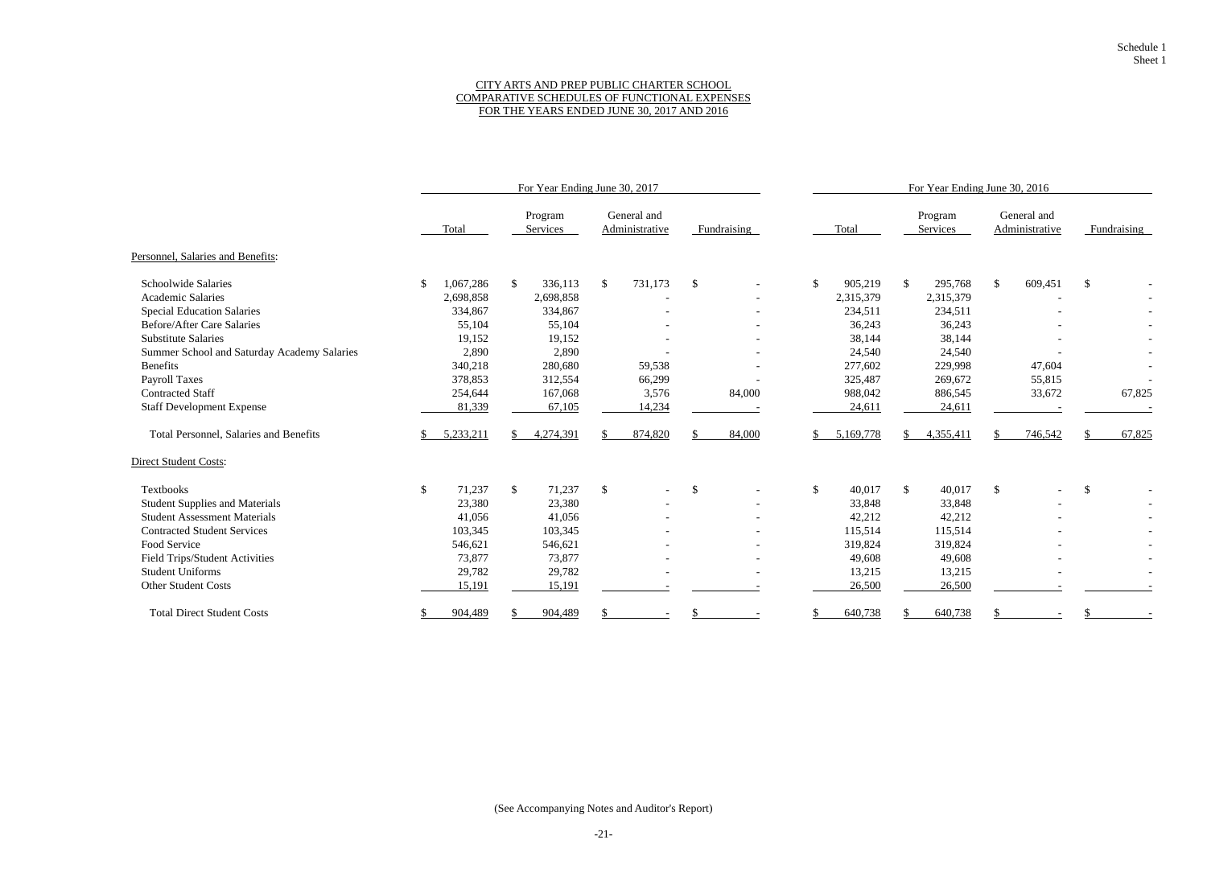Schedule 1
Sheet 1

# CITY ARTS AND PREP PUBLIC CHARTER SCHOOL
## COMPARATIVE SCHEDULES OF FUNCTIONAL EXPENSES
## FOR THE YEARS ENDED JUNE 30, 2017 AND 2016

| | For Year Ending June 30, 2017 | | | | For Year Ending June 30, 2016 | | | |
|---|---|---|---|---|---|---|---|---|
| | Total | Program Services | General and Administrative | Fundraising | Total | Program Services | General and Administrative | Fundraising |
| **Personnel, Salaries and Benefits:** | | | | | | | | |
| Schoolwide Salaries | $ 1,067,286 | $ 336,113 | $ 731,173 | $ - | $ 905,219 | $ 295,768 | $ 609,451 | $ - |
| Academic Salaries | 2,698,858 | 2,698,858 | - | - | 2,315,379 | 2,315,379 | - | - |
| Special Education Salaries | 334,867 | 334,867 | - | - | 234,511 | 234,511 | - | - |
| Before/After Care Salaries | 55,104 | 55,104 | - | - | 36,243 | 36,243 | - | - |
| Substitute Salaries | 19,152 | 19,152 | - | - | 38,144 | 38,144 | - | - |
| Summer School and Saturday Academy Salaries | 2,890 | 2,890 | - | - | 24,540 | 24,540 | - | - |
| Benefits | 340,218 | 280,680 | 59,538 | - | 277,602 | 229,998 | 47,604 | - |
| Payroll Taxes | 378,853 | 312,554 | 66,299 | - | 325,487 | 269,672 | 55,815 | - |
| Contracted Staff | 254,644 | 167,068 | 3,576 | 84,000 | 988,042 | 886,545 | 33,672 | 67,825 |
| Staff Development Expense | 81,339 | 67,105 | 14,234 | - | 24,611 | 24,611 | - | - |
| Total Personnel, Salaries and Benefits | $ 5,233,211 | $ 4,274,391 | $ 874,820 | $ 84,000 | $ 5,169,778 | $ 4,355,411 | $ 746,542 | $ 67,825 |
| **Direct Student Costs:** | | | | | | | | |
| Textbooks | $ 71,237 | $ 71,237 | $ - | $ - | $ 40,017 | $ 40,017 | $ - | $ - |
| Student Supplies and Materials | 23,380 | 23,380 | - | - | 33,848 | 33,848 | - | - |
| Student Assessment Materials | 41,056 | 41,056 | - | - | 42,212 | 42,212 | - | - |
| Contracted Student Services | 103,345 | 103,345 | - | - | 115,514 | 115,514 | - | - |
| Food Service | 546,621 | 546,621 | - | - | 319,824 | 319,824 | - | - |
| Field Trips/Student Activities | 73,877 | 73,877 | - | - | 49,608 | 49,608 | - | - |
| Student Uniforms | 29,782 | 29,782 | - | - | 13,215 | 13,215 | - | - |
| Other Student Costs | 15,191 | 15,191 | - | - | 26,500 | 26,500 | - | - |
| Total Direct Student Costs | $ 904,489 | $ 904,489 | $ - | $ - | $ 640,738 | $ 640,738 | $ - | $ - |

(See Accompanying Notes and Auditor's Report)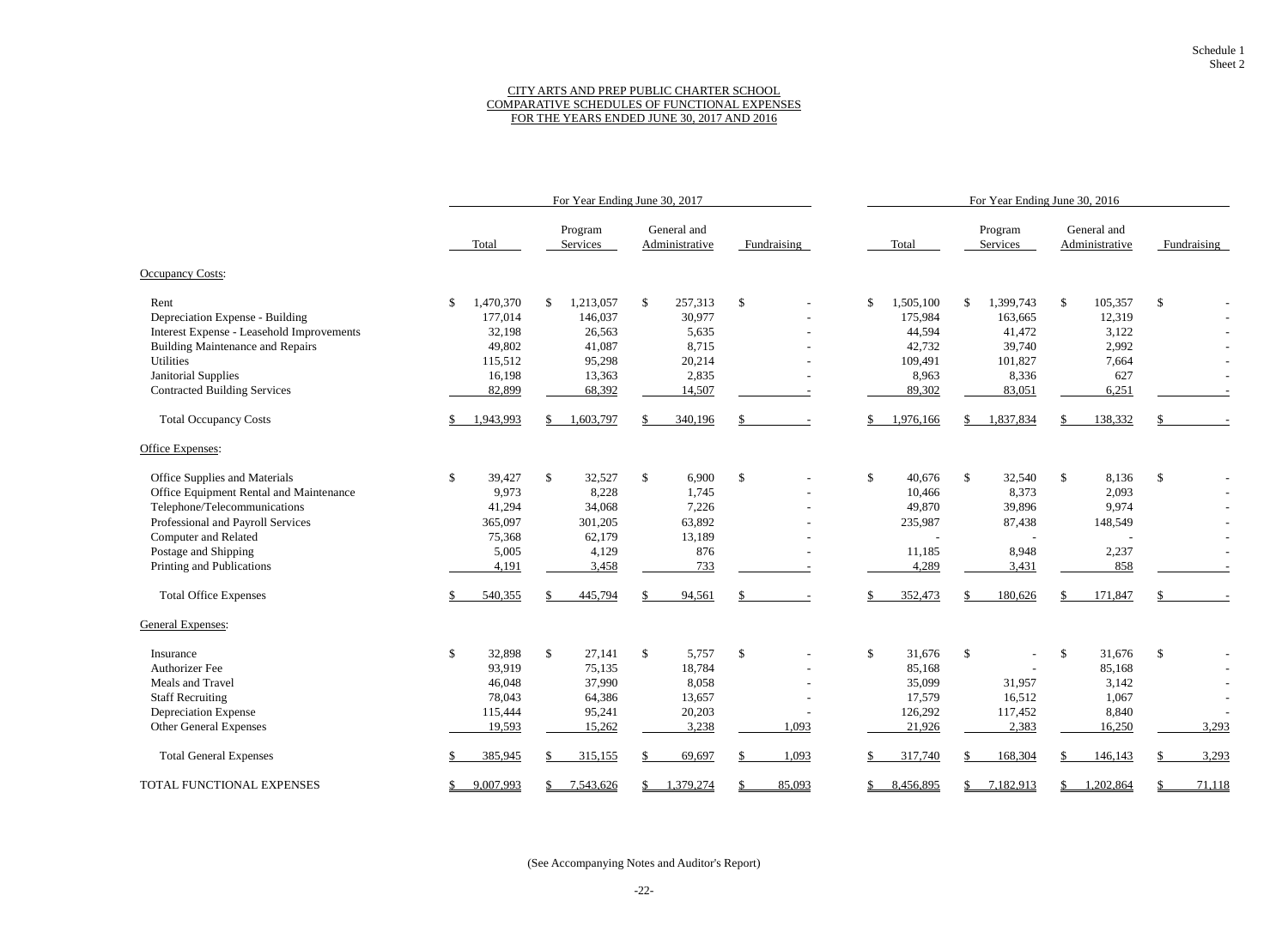Schedule 1
Sheet 2

## CITY ARTS AND PREP PUBLIC CHARTER SCHOOL
## COMPARATIVE SCHEDULES OF FUNCTIONAL EXPENSES
## FOR THE YEARS ENDED JUNE 30, 2017 AND 2016

| | For Year Ending June 30, 2017 | | | | For Year Ending June 30, 2016 | | | |
|---|---|---|---|---|---|---|---|---|
| | Total | Program Services | General and Administrative | Fundraising | Total | Program Services | General and Administrative | Fundraising |
| **Occupancy Costs:** | | | | | | | | |
| Rent | $ 1,470,370 | $ 1,213,057 | $ 257,313 | $ - | $ 1,505,100 | $ 1,399,743 | $ 105,357 | $ - |
| Depreciation Expense - Building | 177,014 | 146,037 | 30,977 | - | 175,984 | 163,665 | 12,319 | - |
| Interest Expense - Leasehold Improvements | 32,198 | 26,563 | 5,635 | - | 44,594 | 41,472 | 3,122 | - |
| Building Maintenance and Repairs | 49,802 | 41,087 | 8,715 | - | 42,732 | 39,740 | 2,992 | - |
| Utilities | 115,512 | 95,298 | 20,214 | - | 109,491 | 101,827 | 7,664 | - |
| Janitorial Supplies | 16,198 | 13,363 | 2,835 | - | 8,963 | 8,336 | 627 | - |
| Contracted Building Services | 82,899 | 68,392 | 14,507 | - | 89,302 | 83,051 | 6,251 | - |
| Total Occupancy Costs | $ 1,943,993 | $ 1,603,797 | $ 340,196 | $ - | $ 1,976,166 | $ 1,837,834 | $ 138,332 | $ - |
| **Office Expenses:** | | | | | | | | |
| Office Supplies and Materials | $ 39,427 | $ 32,527 | $ 6,900 | $ - | $ 40,676 | $ 32,540 | $ 8,136 | $ - |
| Office Equipment Rental and Maintenance | 9,973 | 8,228 | 1,745 | - | 10,466 | 8,373 | 2,093 | - |
| Telephone/Telecommunications | 41,294 | 34,068 | 7,226 | - | 49,870 | 39,896 | 9,974 | - |
| Professional and Payroll Services | 365,097 | 301,205 | 63,892 | - | 235,987 | 87,438 | 148,549 | - |
| Computer and Related | 75,368 | 62,179 | 13,189 | - | - | - | - | - |
| Postage and Shipping | 5,005 | 4,129 | 876 | - | 11,185 | 8,948 | 2,237 | - |
| Printing and Publications | 4,191 | 3,458 | 733 | - | 4,289 | 3,431 | 858 | - |
| Total Office Expenses | $ 540,355 | $ 445,794 | $ 94,561 | $ - | $ 352,473 | $ 180,626 | $ 171,847 | $ - |
| **General Expenses:** | | | | | | | | |
| Insurance | $ 32,898 | $ 27,141 | $ 5,757 | $ - | $ 31,676 | $ - | $ 31,676 | $ - |
| Authorizer Fee | 93,919 | 75,135 | 18,784 | - | 85,168 | - | 85,168 | - |
| Meals and Travel | 46,048 | 37,990 | 8,058 | - | 35,099 | 31,957 | 3,142 | - |
| Staff Recruiting | 78,043 | 64,386 | 13,657 | - | 17,579 | 16,512 | 1,067 | - |
| Depreciation Expense | 115,444 | 95,241 | 20,203 | - | 126,292 | 117,452 | 8,840 | - |
| Other General Expenses | 19,593 | 15,262 | 3,238 | 1,093 | 21,926 | 2,383 | 16,250 | 3,293 |
| Total General Expenses | $ 385,945 | $ 315,155 | $ 69,697 | $ 1,093 | $ 317,740 | $ 168,304 | $ 146,143 | $ 3,293 |
| TOTAL FUNCTIONAL EXPENSES | $ 9,007,993 | $ 7,543,626 | $ 1,379,274 | $ 85,093 | $ 8,456,895 | $ 7,182,913 | $ 1,202,864 | $ 71,118 |

(See Accompanying Notes and Auditor's Report)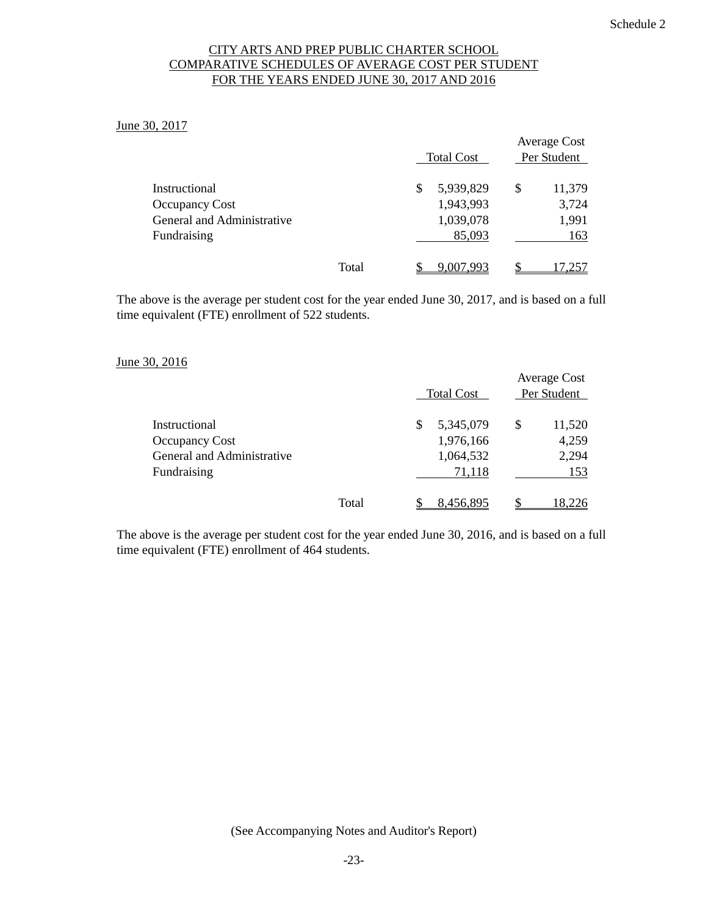Schedule 2

# CITY ARTS AND PREP PUBLIC CHARTER SCHOOL
## COMPARATIVE SCHEDULES OF AVERAGE COST PER STUDENT
## FOR THE YEARS ENDED JUNE 30, 2017 AND 2016

June 30, 2017

| | Total Cost | Average Cost Per Student |
|---|---|---|
| Instructional | $ 5,939,829 | $ 11,379 |
| Occupancy Cost | 1,943,993 | 3,724 |
| General and Administrative | 1,039,078 | 1,991 |
| Fundraising | 85,093 | 163 |
| Total | $ 9,007,993 | $ 17,257 |

The above is the average per student cost for the year ended June 30, 2017, and is based on a full time equivalent (FTE) enrollment of 522 students.

June 30, 2016

| | Total Cost | Average Cost Per Student |
|---|---|---|
| Instructional | $ 5,345,079 | $ 11,520 |
| Occupancy Cost | 1,976,166 | 4,259 |
| General and Administrative | 1,064,532 | 2,294 |
| Fundraising | 71,118 | 153 |
| Total | $ 8,456,895 | $ 18,226 |

The above is the average per student cost for the year ended June 30, 2016, and is based on a full time equivalent (FTE) enrollment of 464 students.

(See Accompanying Notes and Auditor's Report)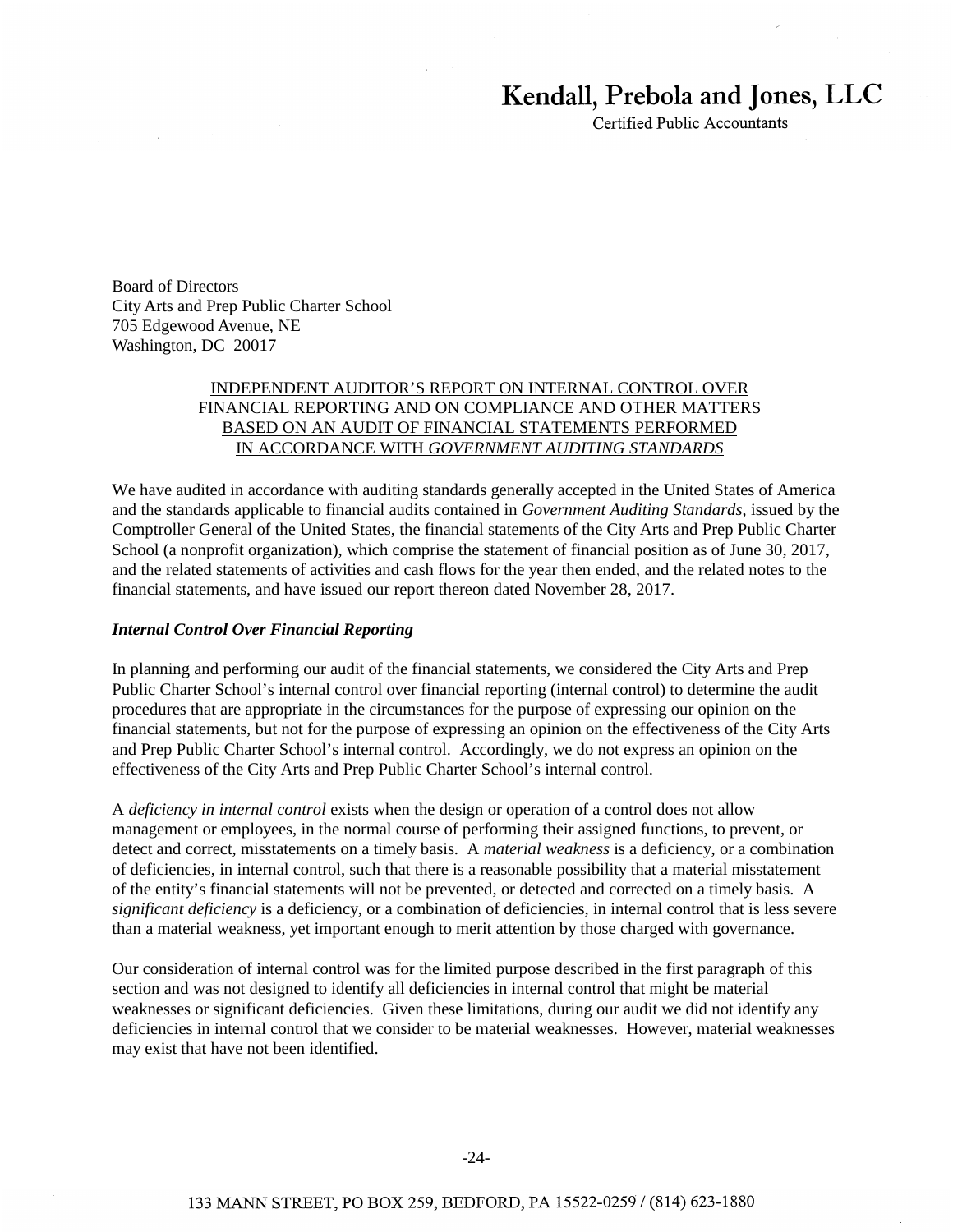# Kendall, Prebola and Jones, LLC

Certified Public Accountants

Board of Directors
City Arts and Prep Public Charter School
705 Edgewood Avenue, NE
Washington, DC 20017

## INDEPENDENT AUDITOR'S REPORT ON INTERNAL CONTROL OVER FINANCIAL REPORTING AND ON COMPLIANCE AND OTHER MATTERS BASED ON AN AUDIT OF FINANCIAL STATEMENTS PERFORMED IN ACCORDANCE WITH *GOVERNMENT AUDITING STANDARDS*

We have audited in accordance with auditing standards generally accepted in the United States of America and the standards applicable to financial audits contained in *Government Auditing Standards*, issued by the Comptroller General of the United States, the financial statements of the City Arts and Prep Public Charter School (a nonprofit organization), which comprise the statement of financial position as of June 30, 2017, and the related statements of activities and cash flows for the year then ended, and the related notes to the financial statements, and have issued our report thereon dated November 28, 2017.

### *Internal Control Over Financial Reporting*

In planning and performing our audit of the financial statements, we considered the City Arts and Prep Public Charter School's internal control over financial reporting (internal control) to determine the audit procedures that are appropriate in the circumstances for the purpose of expressing our opinion on the financial statements, but not for the purpose of expressing an opinion on the effectiveness of the City Arts and Prep Public Charter School's internal control. Accordingly, we do not express an opinion on the effectiveness of the City Arts and Prep Public Charter School's internal control.

A *deficiency in internal control* exists when the design or operation of a control does not allow management or employees, in the normal course of performing their assigned functions, to prevent, or detect and correct, misstatements on a timely basis. A *material weakness* is a deficiency, or a combination of deficiencies, in internal control, such that there is a reasonable possibility that a material misstatement of the entity's financial statements will not be prevented, or detected and corrected on a timely basis. A *significant deficiency* is a deficiency, or a combination of deficiencies, in internal control that is less severe than a material weakness, yet important enough to merit attention by those charged with governance.

Our consideration of internal control was for the limited purpose described in the first paragraph of this section and was not designed to identify all deficiencies in internal control that might be material weaknesses or significant deficiencies. Given these limitations, during our audit we did not identify any deficiencies in internal control that we consider to be material weaknesses. However, material weaknesses may exist that have not been identified.

133 MANN STREET, PO BOX 259, BEDFORD, PA 15522-0259 / (814) 623-1880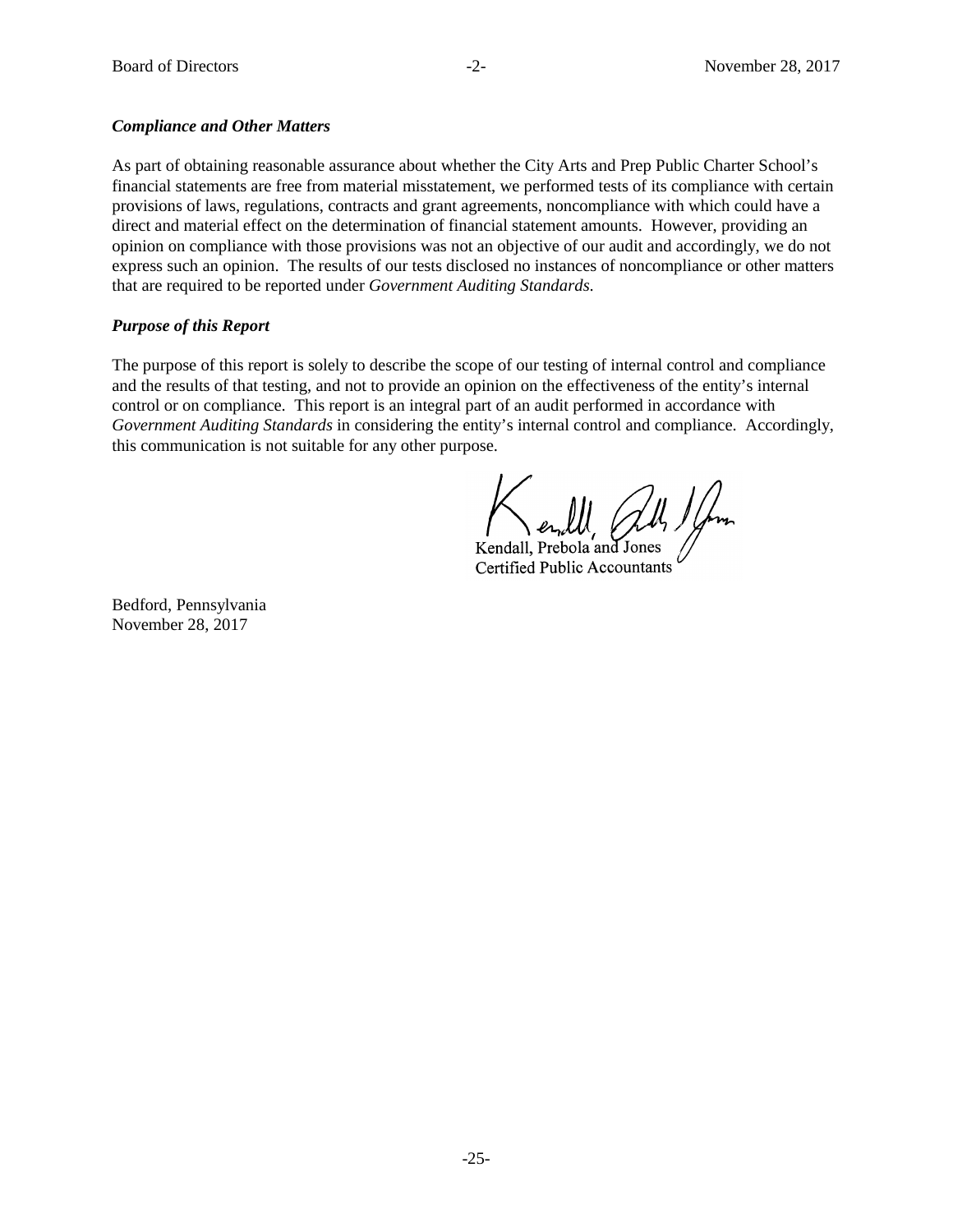***Compliance and Other Matters***

As part of obtaining reasonable assurance about whether the City Arts and Prep Public Charter School's financial statements are free from material misstatement, we performed tests of its compliance with certain provisions of laws, regulations, contracts and grant agreements, noncompliance with which could have a direct and material effect on the determination of financial statement amounts. However, providing an opinion on compliance with those provisions was not an objective of our audit and accordingly, we do not express such an opinion. The results of our tests disclosed no instances of noncompliance or other matters that are required to be reported under *Government Auditing Standards.*

***Purpose of this Report***

The purpose of this report is solely to describe the scope of our testing of internal control and compliance and the results of that testing, and not to provide an opinion on the effectiveness of the entity's internal control or on compliance. This report is an integral part of an audit performed in accordance with *Government Auditing Standards* in considering the entity's internal control and compliance. Accordingly, this communication is not suitable for any other purpose.

Kendall, Prebola and Jones
Certified Public Accountants

Bedford, Pennsylvania
November 28, 2017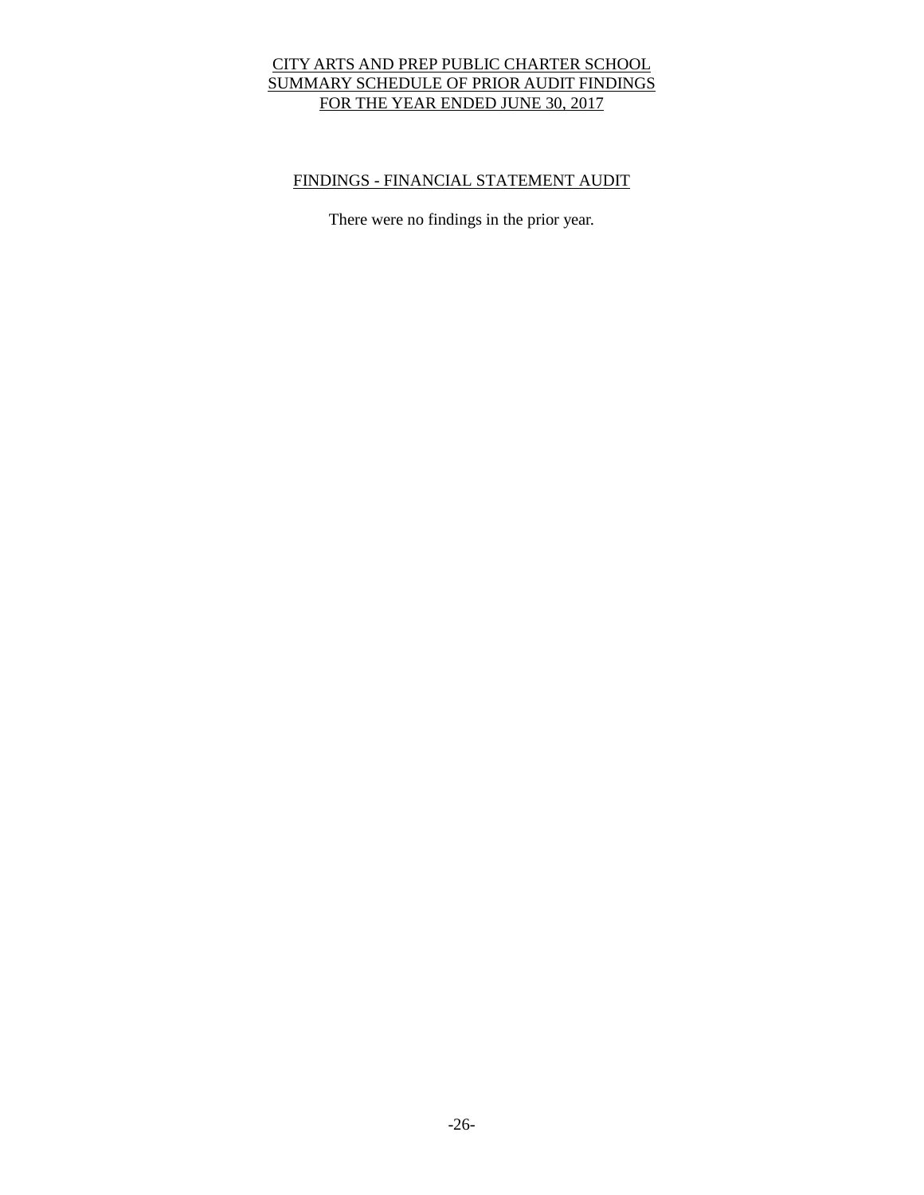# CITY ARTS AND PREP PUBLIC CHARTER SCHOOL
# SUMMARY SCHEDULE OF PRIOR AUDIT FINDINGS
# FOR THE YEAR ENDED JUNE 30, 2017

## FINDINGS - FINANCIAL STATEMENT AUDIT

There were no findings in the prior year.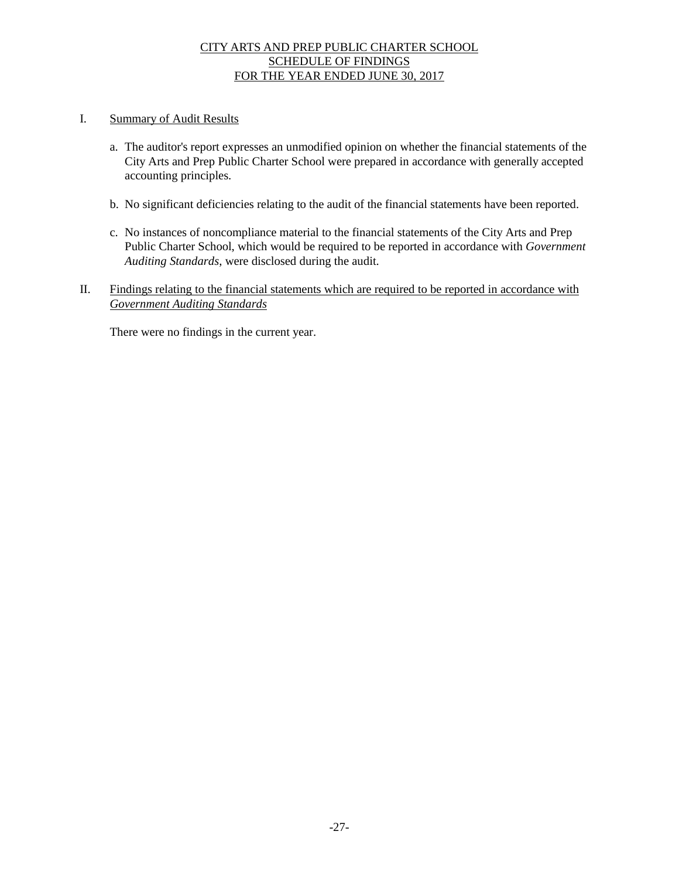# CITY ARTS AND PREP PUBLIC CHARTER SCHOOL
## SCHEDULE OF FINDINGS
## FOR THE YEAR ENDED JUNE 30, 2017

I. Summary of Audit Results

a. The auditor's report expresses an unmodified opinion on whether the financial statements of the City Arts and Prep Public Charter School were prepared in accordance with generally accepted accounting principles.

b. No significant deficiencies relating to the audit of the financial statements have been reported.

c. No instances of noncompliance material to the financial statements of the City Arts and Prep Public Charter School, which would be required to be reported in accordance with *Government Auditing Standards*, were disclosed during the audit.

II. Findings relating to the financial statements which are required to be reported in accordance with *Government Auditing Standards*

There were no findings in the current year.